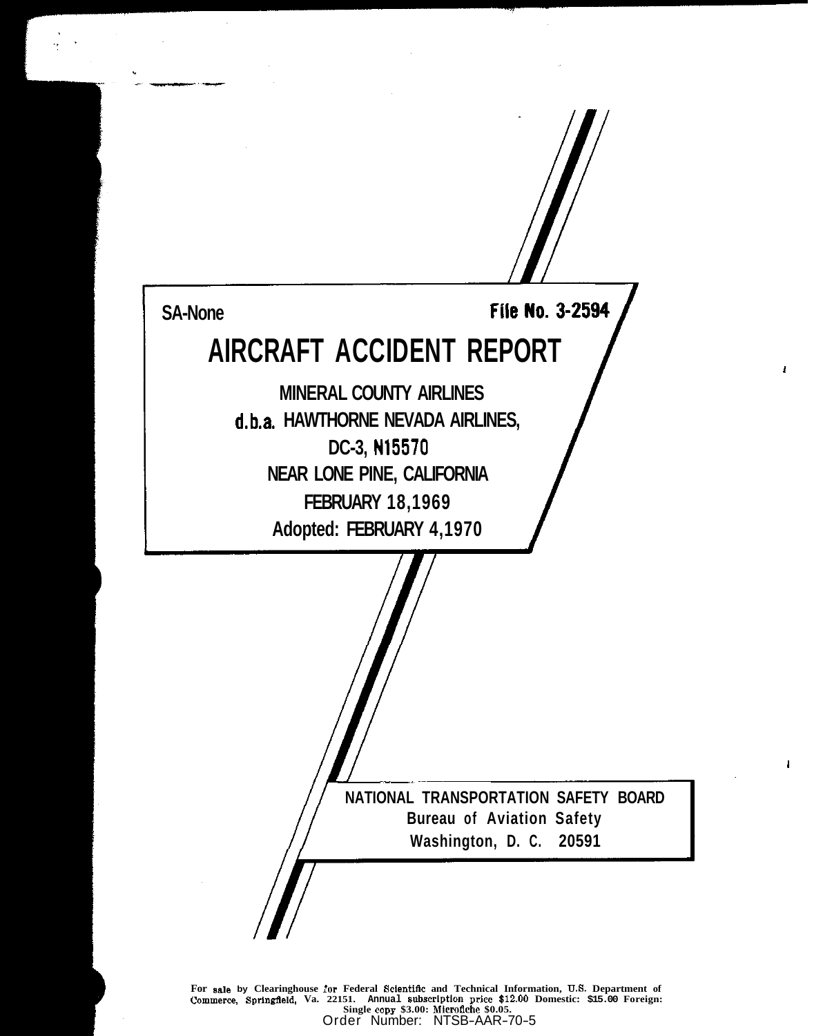SA-None **File No. 3-2594**

# AIRCRAFT ACCIDENT REPORT

**MINERAL COUNTY AIRLINES**

**d.b.a. HAWTHORNE NEVADA AIRLINES,**

**DC-3, N15570**

**NEAR LONE PINE, CALIFORNIA**

**FEBRUARY 18,1969**

**Adopted: FEBRUARY 4,1970**

**NATIONAL TRANSPORTATION SAFETY BOARD**
**Bureau of Aviation Safety**
**Washington, D. C. 20591**

For sale by Clearinghouse for Federal Scientific and Technical Information, U.S. Department of Commerce, Springfield, Va. 22151. Annual subscription price $12.00 Domestic: $15.00 Foreign: Single copy $3.00: Microfiche $0.05.

Order Number: NTSB-AAR-70-5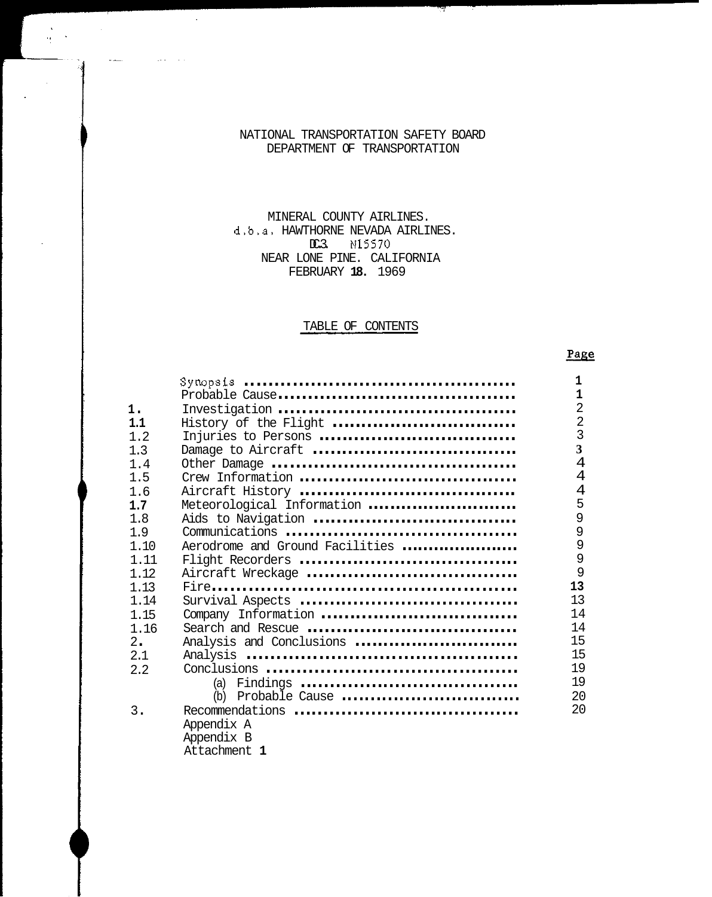NATIONAL TRANSPORTATION SAFETY BOARD
DEPARTMENT OF TRANSPORTATION

MINERAL COUNTY AIRLINES.
d.b.a. HAWTHORNE NEVADA AIRLINES.
DC-3. N15570
NEAR LONE PINE. CALIFORNIA
FEBRUARY 18. 1969

## TABLE OF CONTENTS

| | | Page |
|---|---|---|
| | Synopsis | 1 |
| | Probable Cause | 1 |
| 1. | Investigation | 2 |
| 1.1 | History of the Flight | 2 |
| 1.2 | Injuries to Persons | 3 |
| 1.3 | Damage to Aircraft | 3 |
| 1.4 | Other Damage | 4 |
| 1.5 | Crew Information | 4 |
| 1.6 | Aircraft History | 4 |
| 1.7 | Meteorological Information | 5 |
| 1.8 | Aids to Navigation | 9 |
| 1.9 | Communications | 9 |
| 1.10 | Aerodrome and Ground Facilities | 9 |
| 1.11 | Flight Recorders | 9 |
| 1.12 | Aircraft Wreckage | 9 |
| 1.13 | Fire | 13 |
| 1.14 | Survival Aspects | 13 |
| 1.15 | Company Information | 14 |
| 1.16 | Search and Rescue | 14 |
| 2. | Analysis and Conclusions | 15 |
| 2.1 | Analysis | 15 |
| 2.2 | Conclusions | 19 |
| | (a) Findings | 19 |
| | (b) Probable Cause | 20 |
| 3. | Recommendations | 20 |
| | Appendix A | |
| | Appendix B | |
| | Attachment 1 | |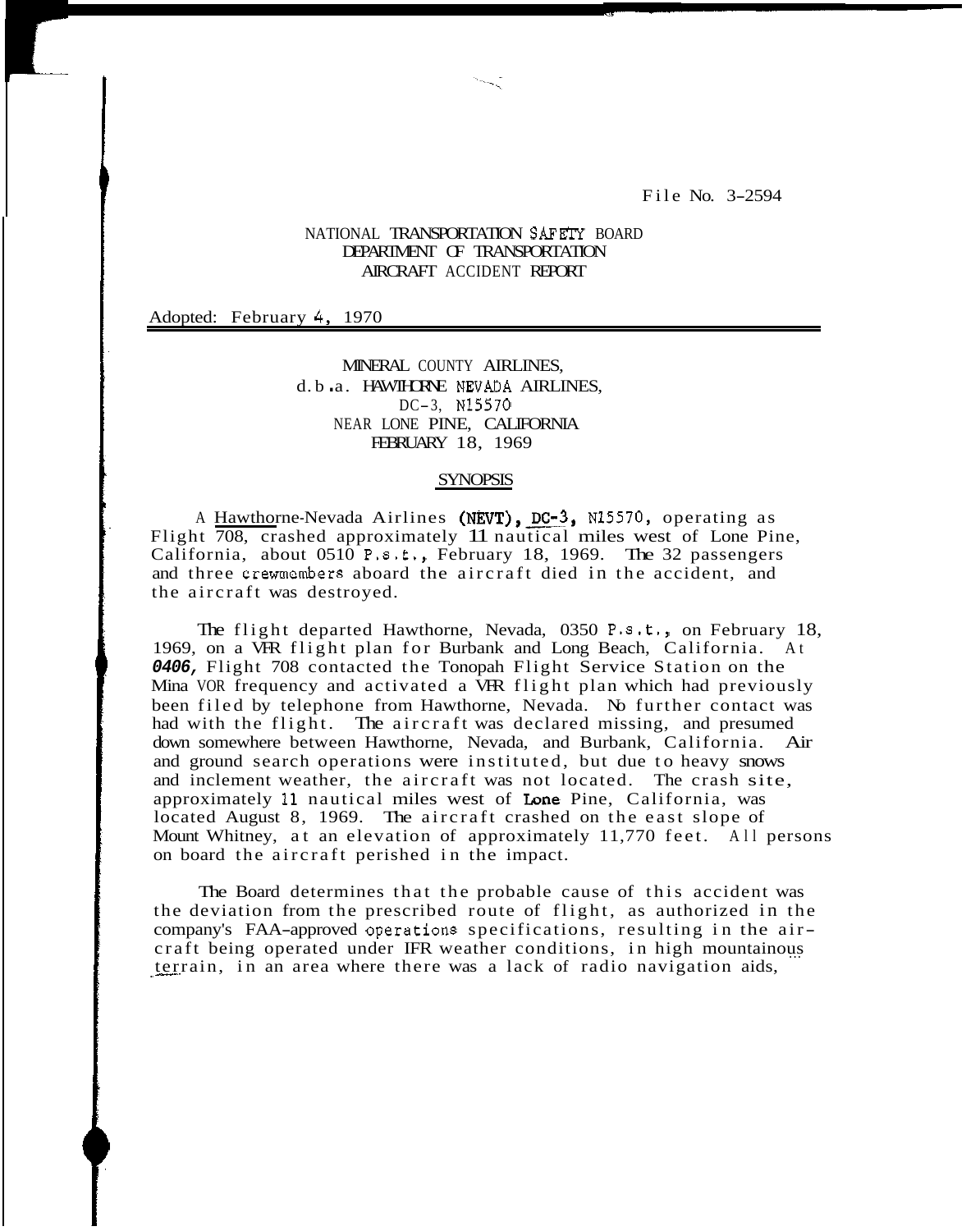File No. 3-2594

NATIONAL TRANSPORTATION SAFETY BOARD
DEPARTMENT OF TRANSPORTATION
AIRCRAFT ACCIDENT REPORT

Adopted: February 4, 1970

MINERAL COUNTY AIRLINES,
d.b.a. HAWTHORNE NEVADA AIRLINES,
DC-3, N15570
NEAR LONE PINE, CALIFORNIA
FEBRUARY 18, 1969

## SYNOPSIS

A Hawthorne-Nevada Airlines (NEVT), DC-3, N15570, operating as Flight 708, crashed approximately 11 nautical miles west of Lone Pine, California, about 0510 P.s.t., February 18, 1969. The 32 passengers and three crewmembers aboard the aircraft died in the accident, and the aircraft was destroyed.

The flight departed Hawthorne, Nevada, 0350 P.s.t., on February 18, 1969, on a VFR flight plan for Burbank and Long Beach, California. At *0406*, Flight 708 contacted the Tonopah Flight Service Station on the Mina VOR frequency and activated a VFR flight plan which had previously been filed by telephone from Hawthorne, Nevada. No further contact was had with the flight. The aircraft was declared missing, and presumed down somewhere between Hawthorne, Nevada, and Burbank, California. Air and ground search operations were instituted, but due to heavy snows and inclement weather, the aircraft was not located. The crash site, approximately 11 nautical miles west of Lone Pine, California, was located August 8, 1969. The aircraft crashed on the east slope of Mount Whitney, at an elevation of approximately 11,770 feet. All persons on board the aircraft perished in the impact.

The Board determines that the probable cause of this accident was the deviation from the prescribed route of flight, as authorized in the company's FAA-approved operations specifications, resulting in the aircraft being operated under IFR weather conditions, in high mountainous terrain, in an area where there was a lack of radio navigation aids,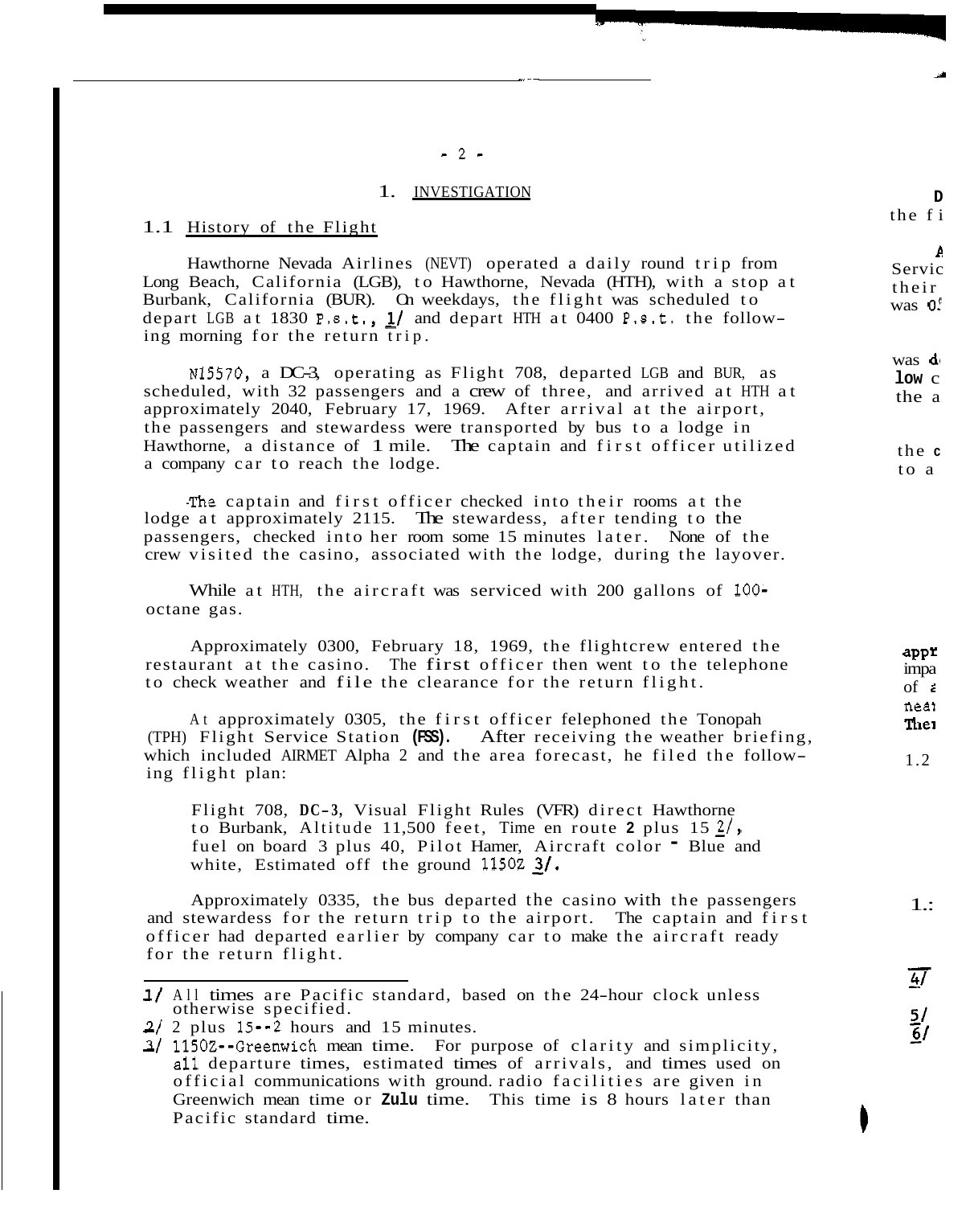# 1. INVESTIGATION

## 1.1 History of the Flight

Hawthorne Nevada Airlines (NEVT) operated a daily round trip from Long Beach, California (LGB), to Hawthorne, Nevada (HTH), with a stop at Burbank, California (BUR). On weekdays, the flight was scheduled to depart LGB at 1830 P.s.t., 1/ and depart HTH at 0400 P.s.t. the following morning for the return trip.

N15570, a DC-3, operating as Flight 708, departed LGB and BUR, as scheduled, with 32 passengers and a crew of three, and arrived at HTH at approximately 2040, February 17, 1969. After arrival at the airport, the passengers and stewardess were transported by bus to a lodge in Hawthorne, a distance of 1 mile. The captain and first officer utilized a company car to reach the lodge.

The captain and first officer checked into their rooms at the lodge at approximately 2115. The stewardess, after tending to the passengers, checked into her room some 15 minutes later. None of the crew visited the casino, associated with the lodge, during the layover.

While at HTH, the aircraft was serviced with 200 gallons of 100-octane gas.

Approximately 0300, February 18, 1969, the flightcrew entered the restaurant at the casino. The first officer then went to the telephone to check weather and file the clearance for the return flight.

At approximately 0305, the first officer felephoned the Tonopah (TPH) Flight Service Station (FSS). After receiving the weather briefing, which included AIRMET Alpha 2 and the area forecast, he filed the following flight plan:

> Flight 708, DC-3, Visual Flight Rules (VFR) direct Hawthorne to Burbank, Altitude 11,500 feet, Time en route 2 plus 15 2/, fuel on board 3 plus 40, Pilot Hamer, Aircraft color - Blue and white, Estimated off the ground 1150Z 3/.

Approximately 0335, the bus departed the casino with the passengers and stewardess for the return trip to the airport. The captain and first officer had departed earlier by company car to make the aircraft ready for the return flight.

---

1/ All times are Pacific standard, based on the 24-hour clock unless otherwise specified.

2/ 2 plus 15--2 hours and 15 minutes.

3/ 1150Z--Greenwich mean time. For purpose of clarity and simplicity, all departure times, estimated times of arrivals, and times used on official communications with ground radio facilities are given in Greenwich mean time or Zulu time. This time is 8 hours later than Pacific standard time.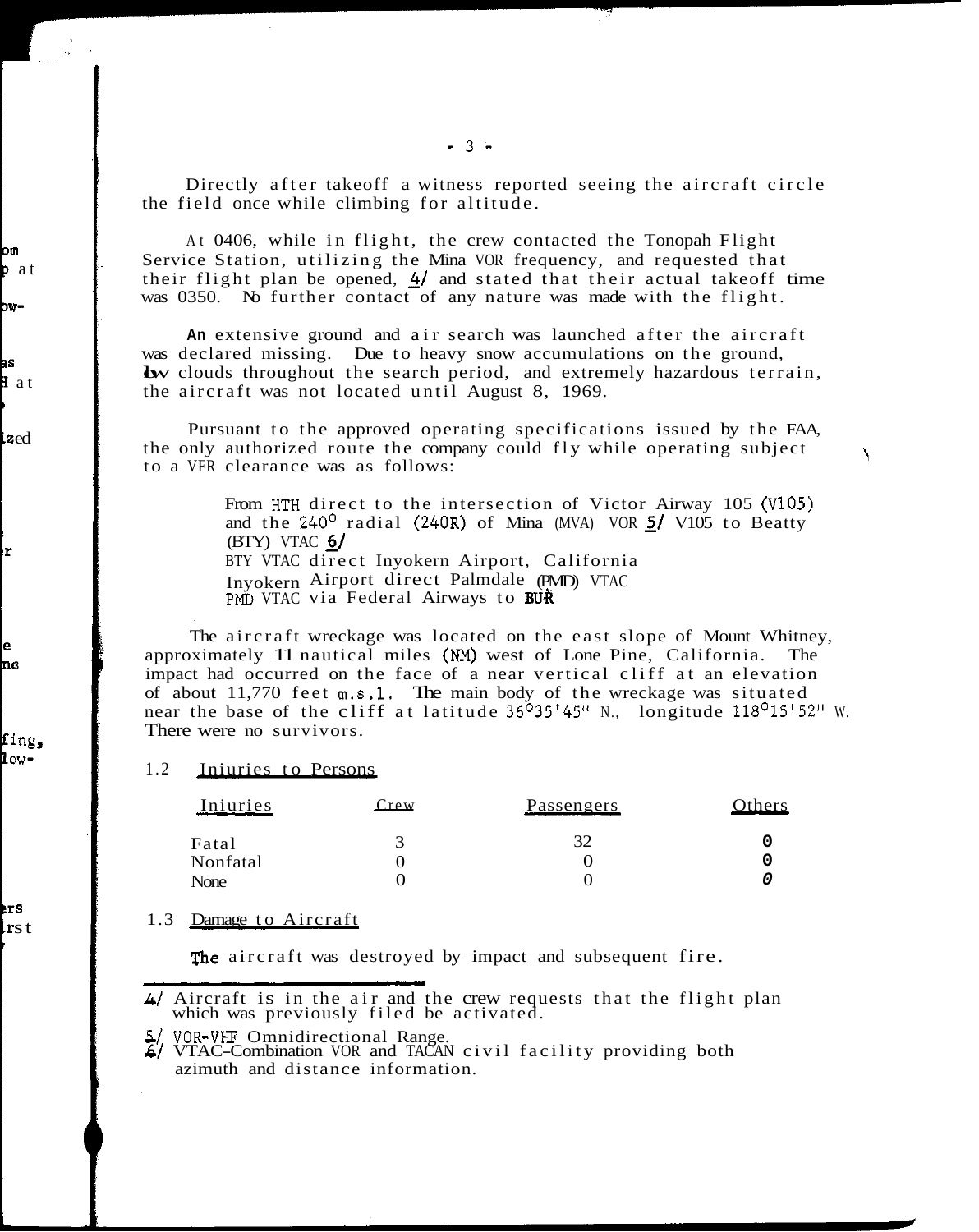Directly after takeoff a witness reported seeing the aircraft circle the field once while climbing for altitude.

At 0406, while in flight, the crew contacted the Tonopah Flight Service Station, utilizing the Mina VOR frequency, and requested that their flight plan be opened, 4/ and stated that their actual takeoff time was 0350. No further contact of any nature was made with the flight.

An extensive ground and air search was launched after the aircraft was declared missing. Due to heavy snow accumulations on the ground, low clouds throughout the search period, and extremely hazardous terrain, the aircraft was not located until August 8, 1969.

Pursuant to the approved operating specifications issued by the FAA, the only authorized route the company could fly while operating subject to a VFR clearance was as follows:

> From HTH direct to the intersection of Victor Airway 105 (V105) and the 240° radial (240R) of Mina (MVA) VOR 5/ V105 to Beatty (BTY) VTAC 6/
> BTY VTAC direct Inyokern Airport, California
> Inyokern Airport direct Palmdale (PMD) VTAC
> PMD VTAC via Federal Airways to BUR

The aircraft wreckage was located on the east slope of Mount Whitney, approximately 11 nautical miles (NM) west of Lone Pine, California. The impact had occurred on the face of a near vertical cliff at an elevation of about 11,770 feet m.s.l. The main body of the wreckage was situated near the base of the cliff at latitude 36°35'45" N., longitude 118°15'52" W. There were no survivors.

## 1.2 Injuries to Persons

| Injuries | Crew | Passengers | Others |
|---|---|---|---|
| Fatal | 3 | 32 | 0 |
| Nonfatal | 0 | 0 | 0 |
| None | 0 | 0 | 0 |

## 1.3 Damage to Aircraft

The aircraft was destroyed by impact and subsequent fire.

---

4/ Aircraft is in the air and the crew requests that the flight plan which was previously filed be activated.

5/ VOR-VHF Omnidirectional Range.

6/ VTAC-Combination VOR and TACAN civil facility providing both azimuth and distance information.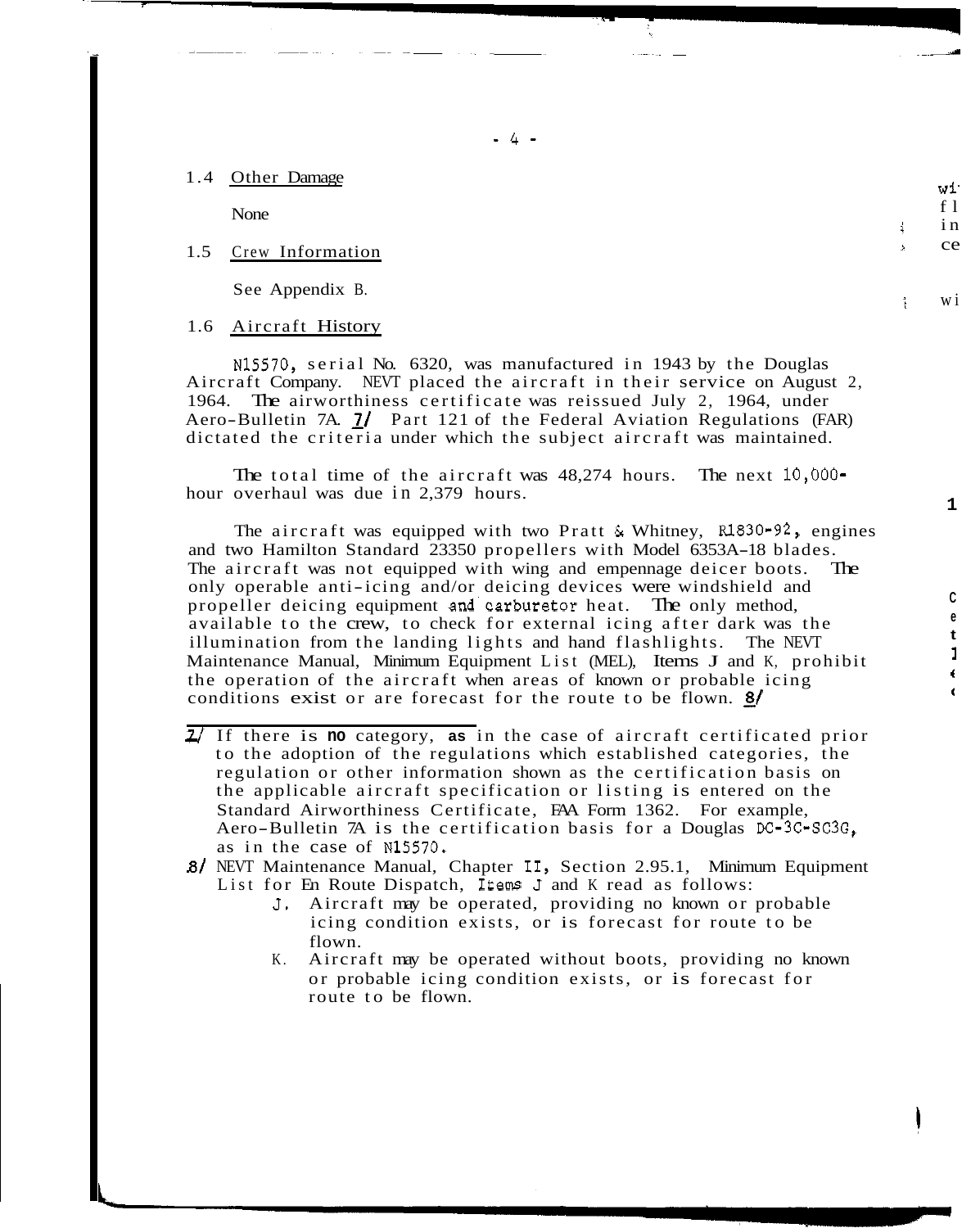## 1.4 Other Damage

None

## 1.5 Crew Information

See Appendix B.

## 1.6 Aircraft History

N15570, serial No. 6320, was manufactured in 1943 by the Douglas Aircraft Company. NEVT placed the aircraft in their service on August 2, 1964. The airworthiness certificate was reissued July 2, 1964, under Aero-Bulletin 7A. 7/ Part 121 of the Federal Aviation Regulations (FAR) dictated the criteria under which the subject aircraft was maintained.

The total time of the aircraft was 48,274 hours. The next 10,000-hour overhaul was due in 2,379 hours.

The aircraft was equipped with two Pratt & Whitney, R1830-92, engines and two Hamilton Standard 23350 propellers with Model 6353A-18 blades. The aircraft was not equipped with wing and empennage deicer boots. The only operable anti-icing and/or deicing devices were windshield and propeller deicing equipment and carburetor heat. The only method, available to the crew, to check for external icing after dark was the illumination from the landing lights and hand flashlights. The NEVT Maintenance Manual, Minimum Equipment List (MEL), Items J and K, prohibit the operation of the aircraft when areas of known or probable icing conditions exist or are forecast for the route to be flown. 8/

---

7/ If there is no category, as in the case of aircraft certificated prior to the adoption of the regulations which established categories, the regulation or other information shown as the certification basis on the applicable aircraft specification or listing is entered on the Standard Airworthiness Certificate, FAA Form 1362. For example, Aero-Bulletin 7A is the certification basis for a Douglas DC-3C-SC3G, as in the case of N15570.

8/ NEVT Maintenance Manual, Chapter II, Section 2.95.1, Minimum Equipment List for En Route Dispatch, Items J and K read as follows:

J. Aircraft may be operated, providing no known or probable icing condition exists, or is forecast for route to be flown.

K. Aircraft may be operated without boots, providing no known or probable icing condition exists, or is forecast for route to be flown.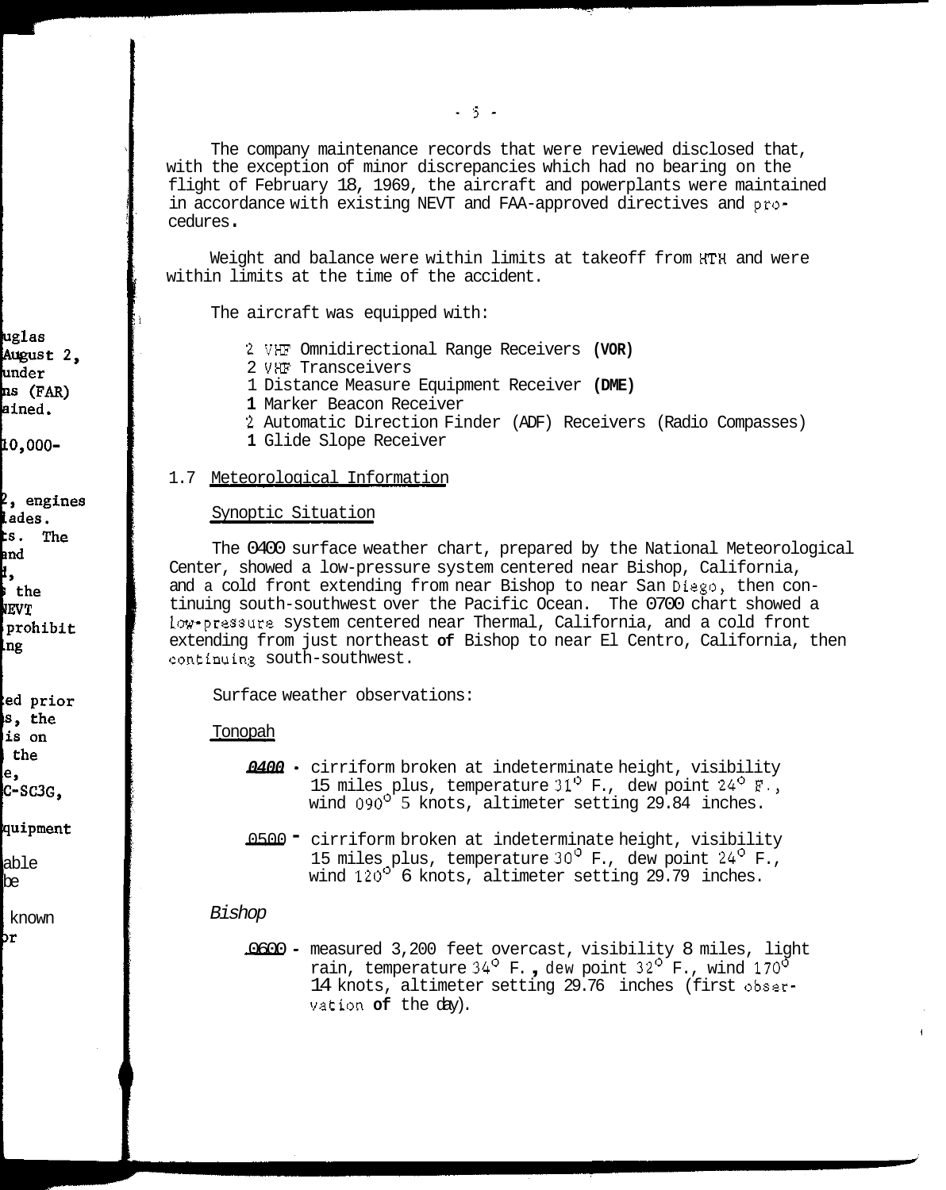The company maintenance records that were reviewed disclosed that, with the exception of minor discrepancies which had no bearing on the flight of February 18, 1969, the aircraft and powerplants were maintained in accordance with existing NEVT and FAA-approved directives and procedures.

Weight and balance were within limits at takeoff from HTH and were within limits at the time of the accident.

The aircraft was equipped with:

- 2 VHF Omnidirectional Range Receivers **(VOR)**
- 2 VHF Transceivers
- 1 Distance Measure Equipment Receiver **(DME)**
- **1** Marker Beacon Receiver
- 2 Automatic Direction Finder (ADF) Receivers (Radio Compasses)
- **1** Glide Slope Receiver

## 1.7 Meteorological Information

### Synoptic Situation

The 0400 surface weather chart, prepared by the National Meteorological Center, showed a low-pressure system centered near Bishop, California, and a cold front extending from near Bishop to near San Diego, then continuing south-southwest over the Pacific Ocean. The 0700 chart showed a low-pressure system centered near Thermal, California, and a cold front extending from just northeast **of** Bishop to near El Centro, California, then continuing south-southwest.

Surface weather observations:

Tonopah

**0400** - cirriform broken at indeterminate height, visibility 15 miles plus, temperature 31° F., dew point 24° F., wind 090° 5 knots, altimeter setting 29.84 inches.

0500 - cirriform broken at indeterminate height, visibility 15 miles plus, temperature 30° F., dew point 24° F., wind 120° 6 knots, altimeter setting 29.79 inches.

*Bishop*

0600 - measured 3,200 feet overcast, visibility 8 miles, light rain, temperature 34° F., dew point 32° F., wind 170° 14 knots, altimeter setting 29.76 inches (first observation **of** the day).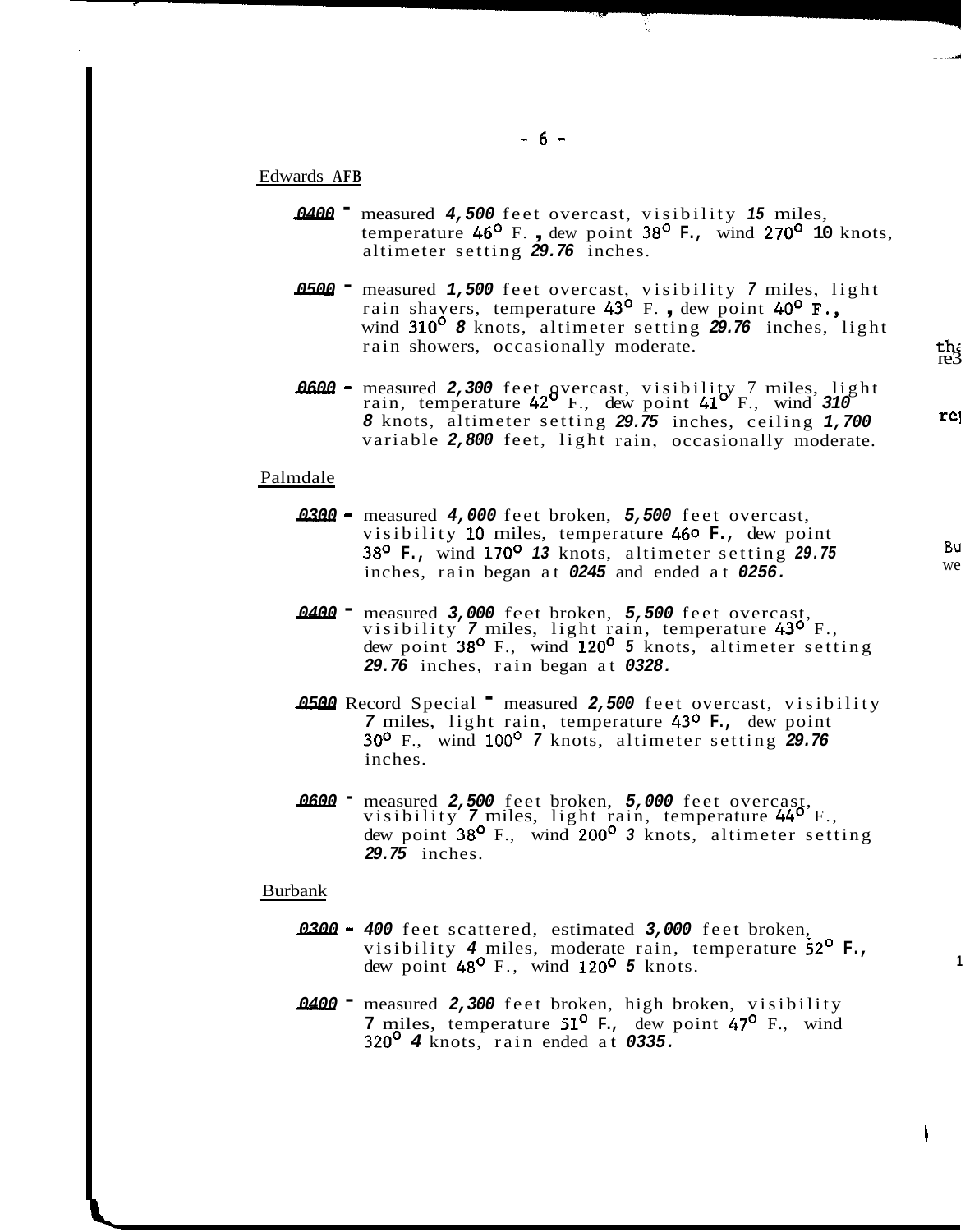Edwards AFB

**0400** - measured **4,500** feet overcast, visibility **15** miles, temperature 46° F., dew point 38° F., wind 270° 10 knots, altimeter setting **29.76** inches.

**0500** - measured **1,500** feet overcast, visibility **7** miles, light rain showers, temperature 43° F., dew point 40° F., wind 310° **8** knots, altimeter setting **29.76** inches, light rain showers, occasionally moderate.

**0600** - measured **2,300** feet overcast, visibility 7 miles, light rain, temperature 42° F., dew point 41° F., wind **310** **8** knots, altimeter setting **29.75** inches, ceiling **1,700** variable **2,800** feet, light rain, occasionally moderate.

Palmdale

**0300** - measured **4,000** feet broken, **5,500** feet overcast, visibility 10 miles, temperature 46° F., dew point 38° F., wind 170° **13** knots, altimeter setting **29.75** inches, rain began at **0245** and ended at **0256.**

**0400** - measured **3,000** feet broken, **5,500** feet overcast, visibility **7** miles, light rain, temperature 43° F., dew point 38° F., wind 120° **5** knots, altimeter setting **29.76** inches, rain began at **0328.**

**0500** Record Special - measured **2,500** feet overcast, visibility **7** miles, light rain, temperature 43° F., dew point 30° F., wind 100° **7** knots, altimeter setting **29.76** inches.

**0600** - measured **2,500** feet broken, **5,000** feet overcast, visibility **7** miles, light rain, temperature 44° F., dew point 38° F., wind 200° **3** knots, altimeter setting **29.75** inches.

Burbank

**0300** - **400** feet scattered, estimated **3,000** feet broken, visibility **4** miles, moderate rain, temperature 52° F., dew point 48° F., wind 120° **5** knots.

**0400** - measured **2,300** feet broken, high broken, visibility **7** miles, temperature 51° F., dew point 47° F., wind 320° **4** knots, rain ended at **0335.**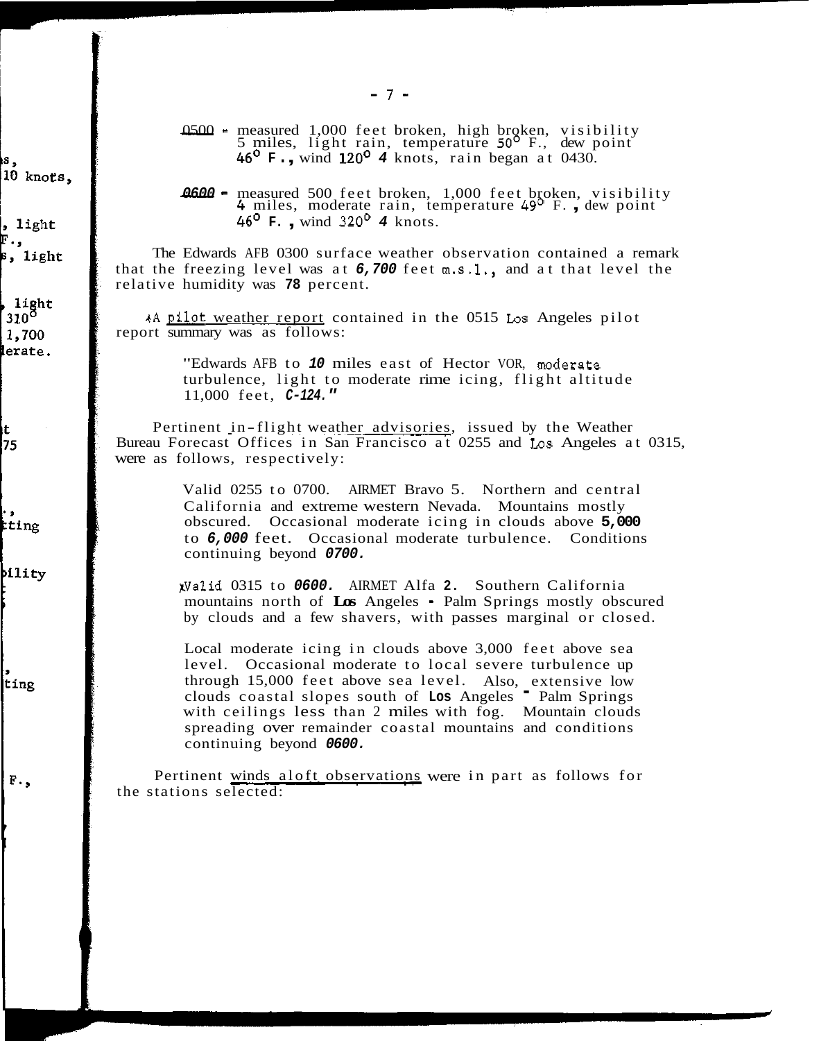0500 - measured 1,000 feet broken, high broken, visibility 5 miles, light rain, temperature 50° F., dew point 46° F., wind 120° 4 knots, rain began at 0430.

0600 - measured 500 feet broken, 1,000 feet broken, visibility 4 miles, moderate rain, temperature 49° F., dew point 46° F., wind 320° 4 knots.

The Edwards AFB 0300 surface weather observation contained a remark that the freezing level was at 6,700 feet m.s.l., and at that level the relative humidity was 78 percent.

A pilot weather report contained in the 0515 Los Angeles pilot report summary was as follows:

> "Edwards AFB to 10 miles east of Hector VOR, moderate turbulence, light to moderate rime icing, flight altitude 11,000 feet, C-124."

Pertinent in-flight weather advisories, issued by the Weather Bureau Forecast Offices in San Francisco at 0255 and Los Angeles at 0315, were as follows, respectively:

> Valid 0255 to 0700. AIRMET Bravo 5. Northern and central California and extreme western Nevada. Mountains mostly obscured. Occasional moderate icing in clouds above 5,000 to 6,000 feet. Occasional moderate turbulence. Conditions continuing beyond 0700.

> Valid 0315 to 0600. AIRMET Alfa 2. Southern California mountains north of Los Angeles - Palm Springs mostly obscured by clouds and a few shavers, with passes marginal or closed.

> Local moderate icing in clouds above 3,000 feet above sea level. Occasional moderate to local severe turbulence up through 15,000 feet above sea level. Also, extensive low clouds coastal slopes south of Los Angeles - Palm Springs with ceilings less than 2 miles with fog. Mountain clouds spreading over remainder coastal mountains and conditions continuing beyond 0600.

Pertinent winds aloft observations were in part as follows for the stations selected: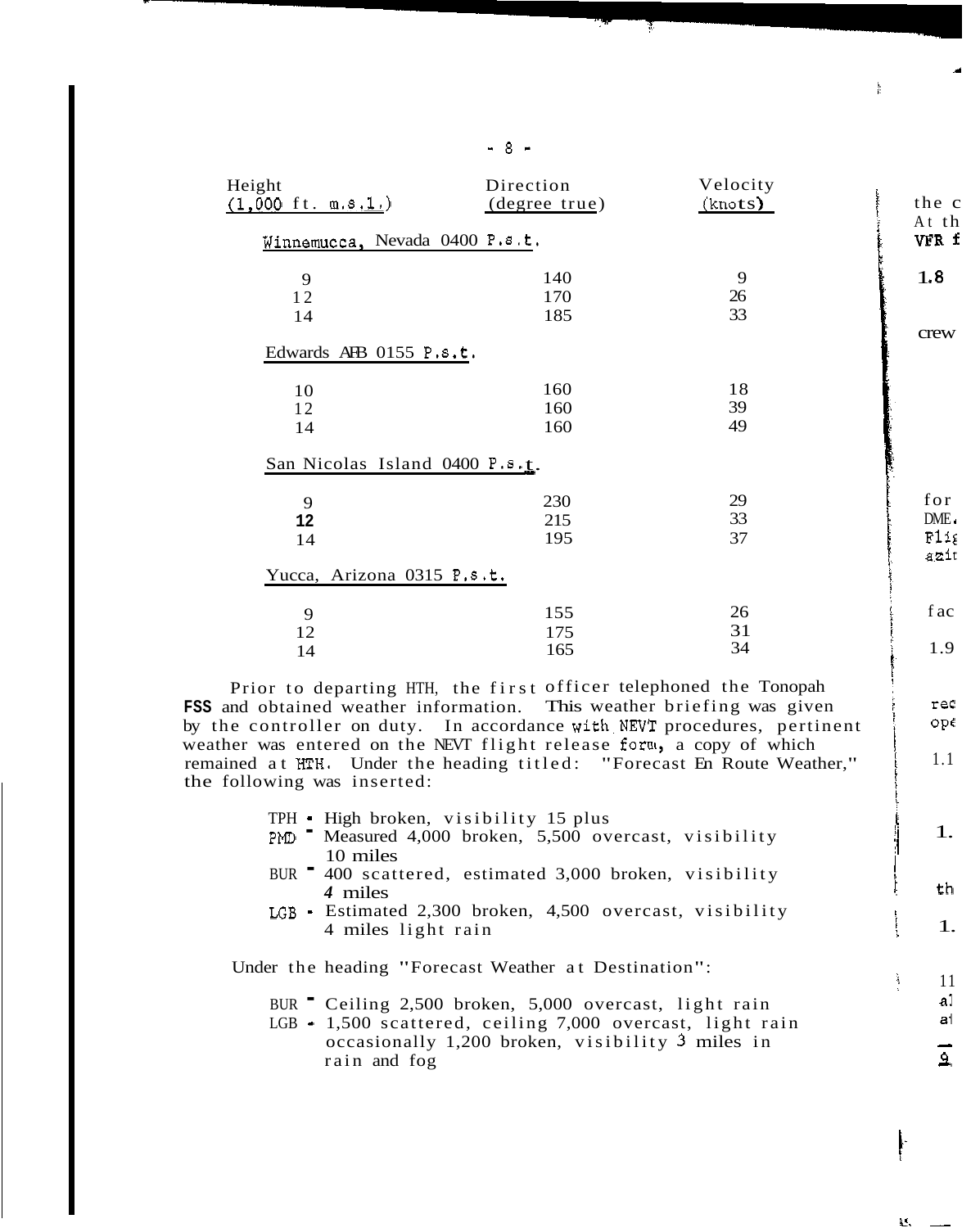| Height (1,000 ft. m.s.l.) | Direction (degree true) | Velocity (knots) |
|---|---|---|
| **Winnemucca, Nevada 0400 P.s.t.** | | |
| 9 | 140 | 9 |
| 12 | 170 | 26 |
| 14 | 185 | 33 |
| **Edwards AFB 0155 P.s.t.** | | |
| 10 | 160 | 18 |
| 12 | 160 | 39 |
| 14 | 160 | 49 |
| **San Nicolas Island 0400 P.s.t.** | | |
| 9 | 230 | 29 |
| 12 | 215 | 33 |
| 14 | 195 | 37 |
| **Yucca, Arizona 0315 P.s.t.** | | |
| 9 | 155 | 26 |
| 12 | 175 | 31 |
| 14 | 165 | 34 |

Prior to departing HTH, the first officer telephoned the Tonopah FSS and obtained weather information. This weather briefing was given by the controller on duty. In accordance with NEVT procedures, pertinent weather was entered on the NEVT flight release form, a copy of which remained at HTH. Under the heading titled: "Forecast En Route Weather," the following was inserted:

TPH - High broken, visibility 15 plus
PMD - Measured 4,000 broken, 5,500 overcast, visibility 10 miles
BUR - 400 scattered, estimated 3,000 broken, visibility 4 miles
LGB - Estimated 2,300 broken, 4,500 overcast, visibility 4 miles light rain

Under the heading "Forecast Weather at Destination":

BUR - Ceiling 2,500 broken, 5,000 overcast, light rain
LGB - 1,500 scattered, ceiling 7,000 overcast, light rain occasionally 1,200 broken, visibility 3 miles in rain and fog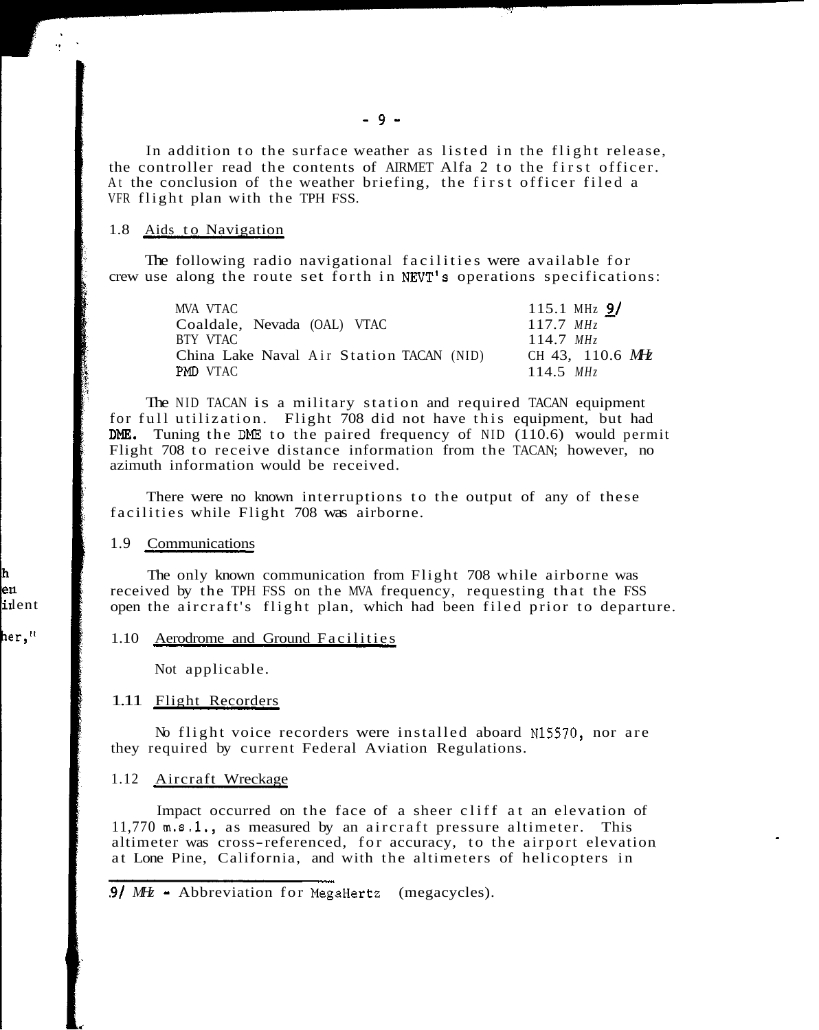In addition to the surface weather as listed in the flight release, the controller read the contents of AIRMET Alfa 2 to the first officer. At the conclusion of the weather briefing, the first officer filed a VFR flight plan with the TPH FSS.

### 1.8 Aids to Navigation

The following radio navigational facilities were available for crew use along the route set forth in NEVT's operations specifications:

| | |
|---|---|
| MVA VTAC | 115.1 MHz 9/ |
| Coaldale, Nevada (OAL) VTAC | 117.7 MHz |
| BTY VTAC | 114.7 MHz |
| China Lake Naval Air Station TACAN (NID) | CH 43, 110.6 MHz |
| PMD VTAC | 114.5 MHz |

The NID TACAN is a military station and required TACAN equipment for full utilization. Flight 708 did not have this equipment, but had DME. Tuning the DME to the paired frequency of NID (110.6) would permit Flight 708 to receive distance information from the TACAN; however, no azimuth information would be received.

There were no known interruptions to the output of any of these facilities while Flight 708 was airborne.

### 1.9 Communications

The only known communication from Flight 708 while airborne was received by the TPH FSS on the MVA frequency, requesting that the FSS open the aircraft's flight plan, which had been filed prior to departure.

### 1.10 Aerodrome and Ground Facilities

Not applicable.

### 1.11 Flight Recorders

No flight voice recorders were installed aboard N15570, nor are they required by current Federal Aviation Regulations.

### 1.12 Aircraft Wreckage

Impact occurred on the face of a sheer cliff at an elevation of 11,770 m.s.l., as measured by an aircraft pressure altimeter. This altimeter was cross-referenced, for accuracy, to the airport elevation at Lone Pine, California, and with the altimeters of helicopters in

---

9/ MHz - Abbreviation for MegaHertz (megacycles).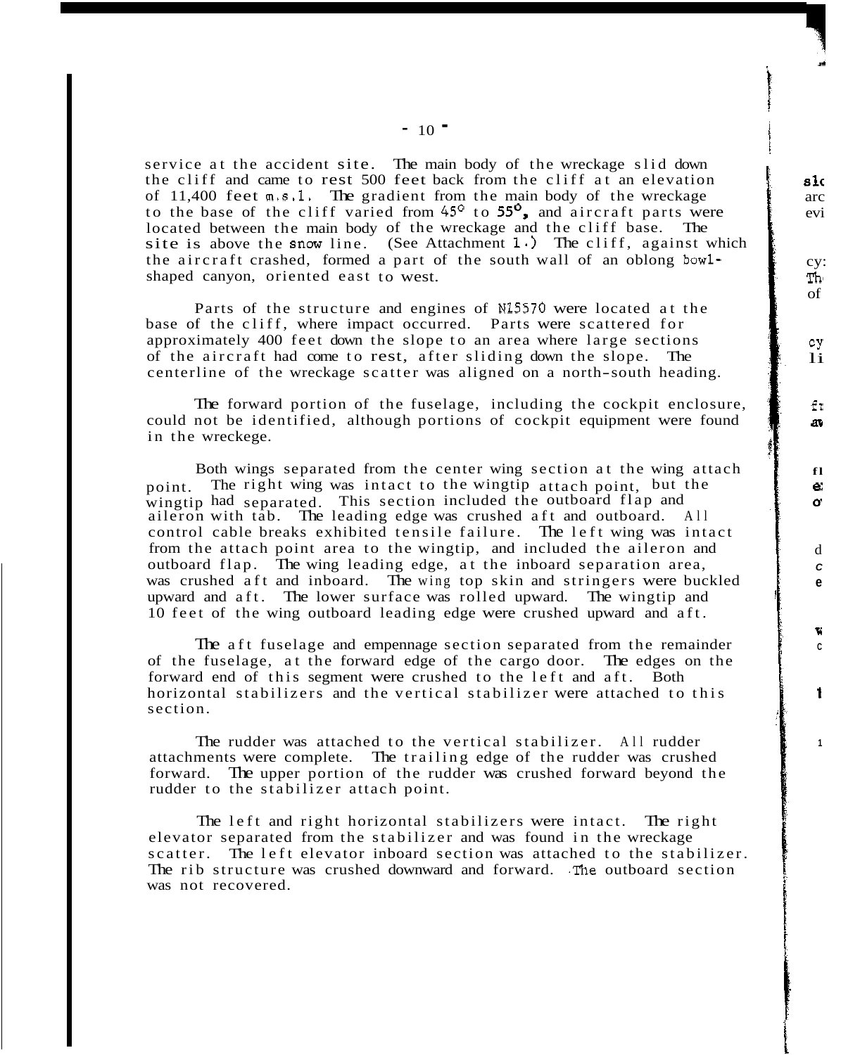service at the accident site. The main body of the wreckage slid down the cliff and came to rest 500 feet back from the cliff at an elevation of 11,400 feet m.s.l. The gradient from the main body of the wreckage to the base of the cliff varied from 45° to 55°, and aircraft parts were located between the main body of the wreckage and the cliff base. The site is above the snow line. (See Attachment 1.) The cliff, against which the aircraft crashed, formed a part of the south wall of an oblong bowl-shaped canyon, oriented east to west.

Parts of the structure and engines of N15570 were located at the base of the cliff, where impact occurred. Parts were scattered for approximately 400 feet down the slope to an area where large sections of the aircraft had come to rest, after sliding down the slope. The centerline of the wreckage scatter was aligned on a north-south heading.

The forward portion of the fuselage, including the cockpit enclosure, could not be identified, although portions of cockpit equipment were found in the wreckege.

Both wings separated from the center wing section at the wing attach point. The right wing was intact to the wingtip attach point, but the wingtip had separated. This section included the outboard flap and aileron with tab. The leading edge was crushed aft and outboard. All control cable breaks exhibited tensile failure. The left wing was intact from the attach point area to the wingtip, and included the aileron and outboard flap. The wing leading edge, at the inboard separation area, was crushed aft and inboard. The wing top skin and stringers were buckled upward and aft. The lower surface was rolled upward. The wingtip and 10 feet of the wing outboard leading edge were crushed upward and aft.

The aft fuselage and empennage section separated from the remainder of the fuselage, at the forward edge of the cargo door. The edges on the forward end of this segment were crushed to the left and aft. Both horizontal stabilizers and the vertical stabilizer were attached to this section.

The rudder was attached to the vertical stabilizer. All rudder attachments were complete. The trailing edge of the rudder was crushed forward. The upper portion of the rudder was crushed forward beyond the rudder to the stabilizer attach point.

The left and right horizontal stabilizers were intact. The right elevator separated from the stabilizer and was found in the wreckage scatter. The left elevator inboard section was attached to the stabilizer. The rib structure was crushed downward and forward. The outboard section was not recovered.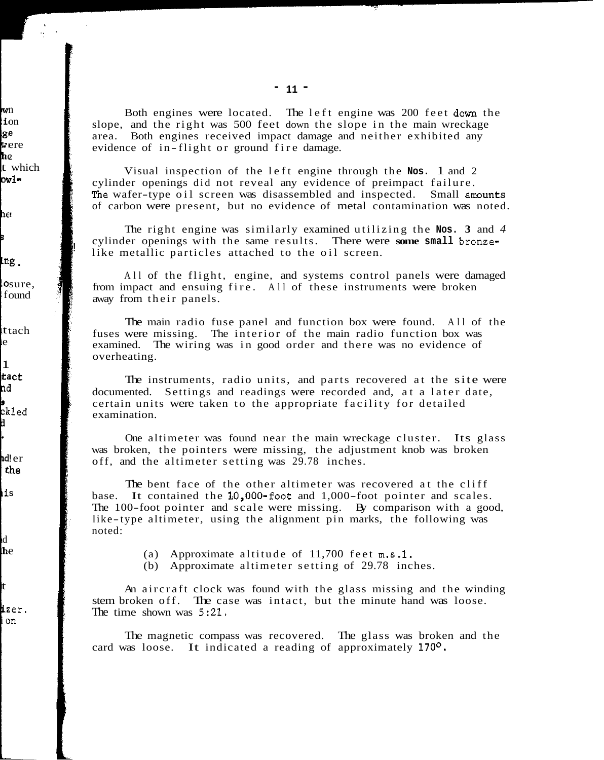Both engines were located. The left engine was 200 feet down the slope, and the right was 500 feet down the slope in the main wreckage area. Both engines received impact damage and neither exhibited any evidence of in-flight or ground fire damage.

Visual inspection of the left engine through the Nos. 1 and 2 cylinder openings did not reveal any evidence of preimpact failure. The wafer-type oil screen was disassembled and inspected. Small amounts of carbon were present, but no evidence of metal contamination was noted.

The right engine was similarly examined utilizing the Nos. 3 and 4 cylinder openings with the same results. There were some small bronze-like metallic particles attached to the oil screen.

All of the flight, engine, and systems control panels were damaged from impact and ensuing fire. All of these instruments were broken away from their panels.

The main radio fuse panel and function box were found. All of the fuses were missing. The interior of the main radio function box was examined. The wiring was in good order and there was no evidence of overheating.

The instruments, radio units, and parts recovered at the site were documented. Settings and readings were recorded and, at a later date, certain units were taken to the appropriate facility for detailed examination.

One altimeter was found near the main wreckage cluster. Its glass was broken, the pointers were missing, the adjustment knob was broken off, and the altimeter setting was 29.78 inches.

The bent face of the other altimeter was recovered at the cliff base. It contained the 10,000-foot and 1,000-foot pointer and scales. The 100-foot pointer and scale were missing. By comparison with a good, like-type altimeter, using the alignment pin marks, the following was noted:

(a) Approximate altitude of 11,700 feet m.s.l.
(b) Approximate altimeter setting of 29.78 inches.

An aircraft clock was found with the glass missing and the winding stem broken off. The case was intact, but the minute hand was loose. The time shown was 5:21.

The magnetic compass was recovered. The glass was broken and the card was loose. It indicated a reading of approximately 170°.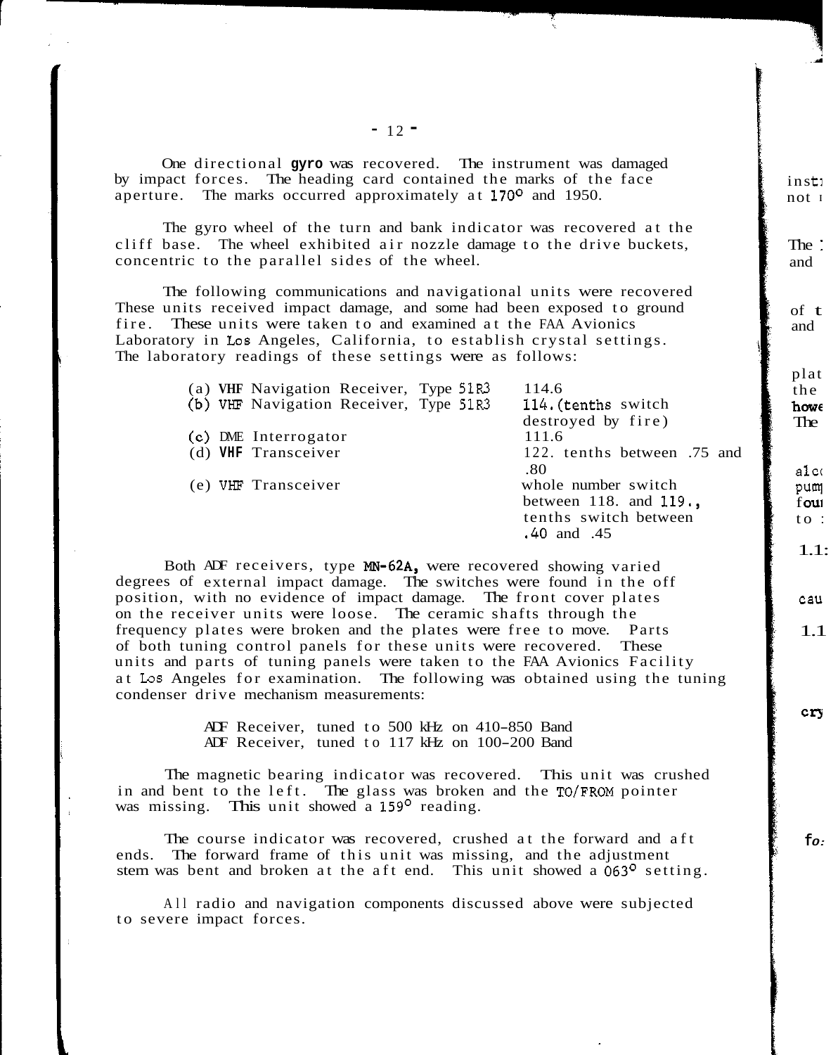One directional gyro was recovered. The instrument was damaged by impact forces. The heading card contained the marks of the face aperture. The marks occurred approximately at 170° and 195°.

The gyro wheel of the turn and bank indicator was recovered at the cliff base. The wheel exhibited air nozzle damage to the drive buckets, concentric to the parallel sides of the wheel.

The following communications and navigational units were recovered These units received impact damage, and some had been exposed to ground fire. These units were taken to and examined at the FAA Avionics Laboratory in Los Angeles, California, to establish crystal settings. The laboratory readings of these settings were as follows:

| | |
|---|---|
| (a) VHF Navigation Receiver, Type 51R3 | 114.6 |
| (b) VHF Navigation Receiver, Type 51R3 | 114.(tenths switch destroyed by fire) |
| (c) DME Interrogator | 111.6 |
| (d) VHF Transceiver | 122. tenths between .75 and .80 |
| (e) VHF Transceiver | whole number switch between 118. and 119., tenths switch between .40 and .45 |

Both ADF receivers, type MN-62A, were recovered showing varied degrees of external impact damage. The switches were found in the off position, with no evidence of impact damage. The front cover plates on the receiver units were loose. The ceramic shafts through the frequency plates were broken and the plates were free to move. Parts of both tuning control panels for these units were recovered. These units and parts of tuning panels were taken to the FAA Avionics Facility at Los Angeles for examination. The following was obtained using the tuning condenser drive mechanism measurements:

ADF Receiver, tuned to 500 kHz on 410-850 Band
ADF Receiver, tuned to 117 kHz on 100-200 Band

The magnetic bearing indicator was recovered. This unit was crushed in and bent to the left. The glass was broken and the TO/FROM pointer was missing. This unit showed a 159° reading.

The course indicator was recovered, crushed at the forward and aft ends. The forward frame of this unit was missing, and the adjustment stem was bent and broken at the aft end. This unit showed a 063° setting.

All radio and navigation components discussed above were subjected to severe impact forces.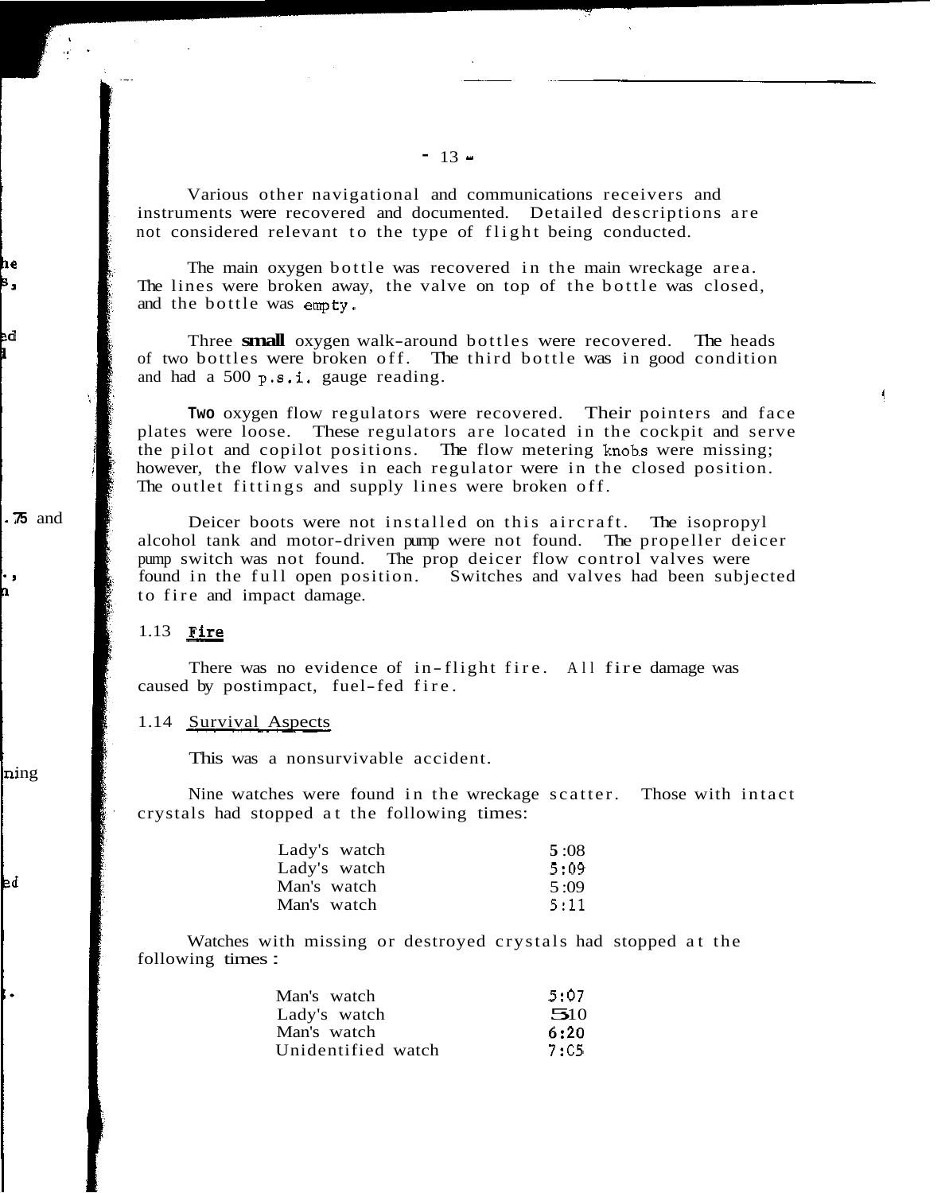Various other navigational and communications receivers and instruments were recovered and documented. Detailed descriptions are not considered relevant to the type of flight being conducted.

The main oxygen bottle was recovered in the main wreckage area. The lines were broken away, the valve on top of the bottle was closed, and the bottle was empty.

Three small oxygen walk-around bottles were recovered. The heads of two bottles were broken off. The third bottle was in good condition and had a 500 p.s.i. gauge reading.

Two oxygen flow regulators were recovered. Their pointers and face plates were loose. These regulators are located in the cockpit and serve the pilot and copilot positions. The flow metering knobs were missing; however, the flow valves in each regulator were in the closed position. The outlet fittings and supply lines were broken off.

Deicer boots were not installed on this aircraft. The isopropyl alcohol tank and motor-driven pump were not found. The propeller deicer pump switch was not found. The prop deicer flow control valves were found in the full open position. Switches and valves had been subjected to fire and impact damage.

## 1.13 Fire

There was no evidence of in-flight fire. All fire damage was caused by postimpact, fuel-fed fire.

## 1.14 Survival Aspects

This was a nonsurvivable accident.

Nine watches were found in the wreckage scatter. Those with intact crystals had stopped at the following times:

| | |
|---|---|
| Lady's watch | 5:08 |
| Lady's watch | 5:09 |
| Man's watch | 5:09 |
| Man's watch | 5:11 |

Watches with missing or destroyed crystals had stopped at the following times:

| | |
|---|---|
| Man's watch | 5:07 |
| Lady's watch | 5:10 |
| Man's watch | 6:20 |
| Unidentified watch | 7:05 |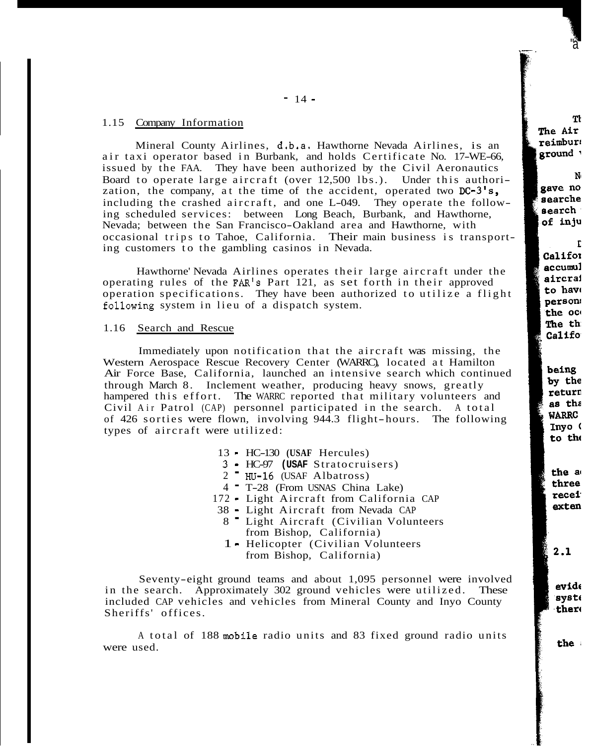## 1.15 Company Information

Mineral County Airlines, d.b.a. Hawthorne Nevada Airlines, is an air taxi operator based in Burbank, and holds Certificate No. 17-WE-66, issued by the FAA. They have been authorized by the Civil Aeronautics Board to operate large aircraft (over 12,500 lbs.). Under this authorization, the company, at the time of the accident, operated two DC-3's, including the crashed aircraft, and one L-049. They operate the following scheduled services: between Long Beach, Burbank, and Hawthorne, Nevada; between the San Francisco-Oakland area and Hawthorne, with occasional trips to Tahoe, California. Their main business is transporting customers to the gambling casinos in Nevada.

Hawthorne Nevada Airlines operates their large aircraft under the operating rules of the FAR's Part 121, as set forth in their approved operation specifications. They have been authorized to utilize a flight following system in lieu of a dispatch system.

## 1.16 Search and Rescue

Immediately upon notification that the aircraft was missing, the Western Aerospace Rescue Recovery Center (WARRC), located at Hamilton Air Force Base, California, launched an intensive search which continued through March 8. Inclement weather, producing heavy snows, greatly hampered this effort. The WARRC reported that military volunteers and Civil Air Patrol (CAP) personnel participated in the search. A total of 426 sorties were flown, involving 944.3 flight-hours. The following types of aircraft were utilized:

- 13 - HC-130 (USAF Hercules)
- 3 - HC-97 (USAF Stratocruisers)
- 2 - HU-16 (USAF Albatross)
- 4 - T-28 (From USNAS China Lake)
- 172 - Light Aircraft from California CAP
- 38 - Light Aircraft from Nevada CAP
- 8 - Light Aircraft (Civilian Volunteers from Bishop, California)
- 1 - Helicopter (Civilian Volunteers from Bishop, California)

Seventy-eight ground teams and about 1,095 personnel were involved in the search. Approximately 302 ground vehicles were utilized. These included CAP vehicles and vehicles from Mineral County and Inyo County Sheriffs' offices.

A total of 188 mobile radio units and 83 fixed ground radio units were used.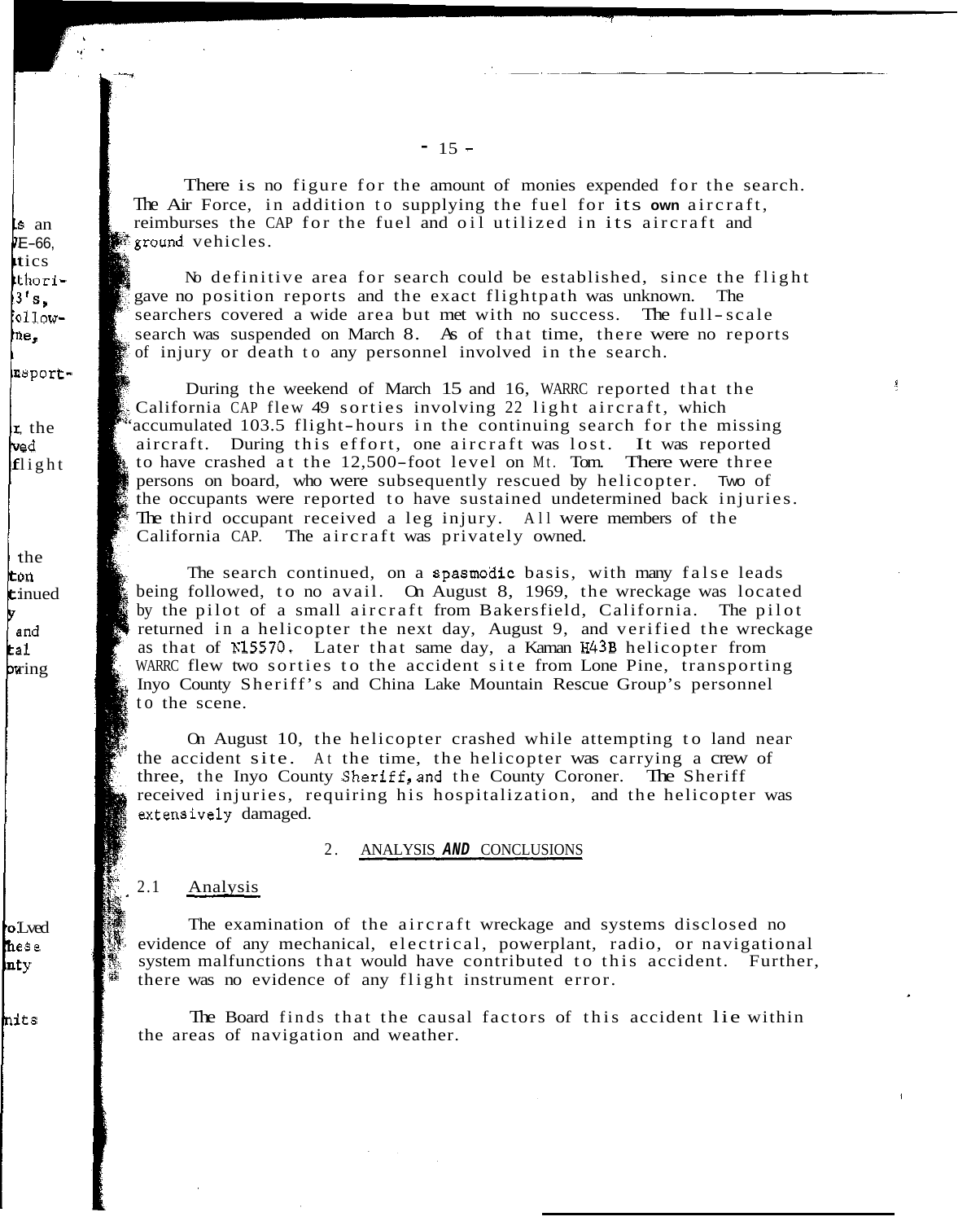There is no figure for the amount of monies expended for the search. The Air Force, in addition to supplying the fuel for its own aircraft, reimburses the CAP for the fuel and oil utilized in its aircraft and ground vehicles.

No definitive area for search could be established, since the flight gave no position reports and the exact flightpath was unknown. The searchers covered a wide area but met with no success. The full-scale search was suspended on March 8. As of that time, there were no reports of injury or death to any personnel involved in the search.

During the weekend of March 15 and 16, WARRC reported that the California CAP flew 49 sorties involving 22 light aircraft, which accumulated 103.5 flight-hours in the continuing search for the missing aircraft. During this effort, one aircraft was lost. It was reported to have crashed at the 12,500-foot level on Mt. Tom. There were three persons on board, who were subsequently rescued by helicopter. Two of the occupants were reported to have sustained undetermined back injuries. The third occupant received a leg injury. All were members of the California CAP. The aircraft was privately owned.

The search continued, on a spasmodic basis, with many false leads being followed, to no avail. On August 8, 1969, the wreckage was located by the pilot of a small aircraft from Bakersfield, California. The pilot returned in a helicopter the next day, August 9, and verified the wreckage as that of N15570. Later that same day, a Kaman H43B helicopter from WARRC flew two sorties to the accident site from Lone Pine, transporting Inyo County Sheriff's and China Lake Mountain Rescue Group's personnel to the scene.

On August 10, the helicopter crashed while attempting to land near the accident site. At the time, the helicopter was carrying a crew of three, the Inyo County Sheriff, and the County Coroner. The Sheriff received injuries, requiring his hospitalization, and the helicopter was extensively damaged.

## 2. ANALYSIS AND CONCLUSIONS

### 2.1 Analysis

The examination of the aircraft wreckage and systems disclosed no evidence of any mechanical, electrical, powerplant, radio, or navigational system malfunctions that would have contributed to this accident. Further, there was no evidence of any flight instrument error.

The Board finds that the causal factors of this accident lie within the areas of navigation and weather.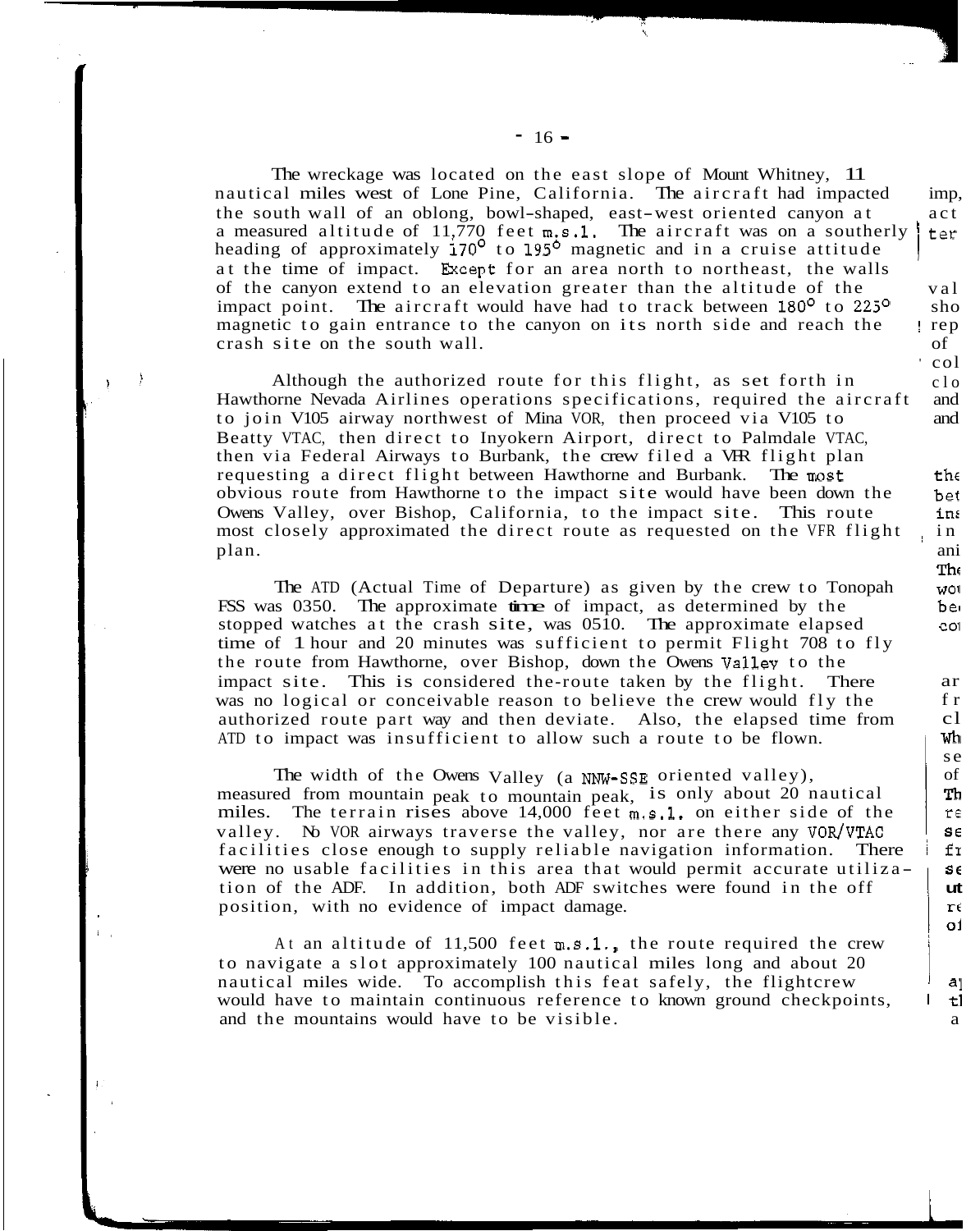The wreckage was located on the east slope of Mount Whitney, 11 nautical miles west of Lone Pine, California. The aircraft had impacted the south wall of an oblong, bowl-shaped, east-west oriented canyon at a measured altitude of 11,770 feet m.s.l. The aircraft was on a southerly heading of approximately 170° to 195° magnetic and in a cruise attitude at the time of impact. Except for an area north to northeast, the walls of the canyon extend to an elevation greater than the altitude of the impact point. The aircraft would have had to track between 180° to 225° magnetic to gain entrance to the canyon on its north side and reach the crash site on the south wall.

Although the authorized route for this flight, as set forth in Hawthorne Nevada Airlines operations specifications, required the aircraft to join V105 airway northwest of Mina VOR, then proceed via V105 to Beatty VTAC, then direct to Inyokern Airport, direct to Palmdale VTAC, then via Federal Airways to Burbank, the crew filed a VFR flight plan requesting a direct flight between Hawthorne and Burbank. The most obvious route from Hawthorne to the impact site would have been down the Owens Valley, over Bishop, California, to the impact site. This route most closely approximated the direct route as requested on the VFR flight plan.

The ATD (Actual Time of Departure) as given by the crew to Tonopah FSS was 0350. The approximate time of impact, as determined by the stopped watches at the crash site, was 0510. The approximate elapsed time of 1 hour and 20 minutes was sufficient to permit Flight 708 to fly the route from Hawthorne, over Bishop, down the Owens Valley to the impact site. This is considered the route taken by the flight. There was no logical or conceivable reason to believe the crew would fly the authorized route part way and then deviate. Also, the elapsed time from ATD to impact was insufficient to allow such a route to be flown.

The width of the Owens Valley (a NNW-SSE oriented valley), measured from mountain peak to mountain peak, is only about 20 nautical miles. The terrain rises above 14,000 feet m.s.l. on either side of the valley. No VOR airways traverse the valley, nor are there any VOR/VTAC facilities close enough to supply reliable navigation information. There were no usable facilities in this area that would permit accurate utilization of the ADF. In addition, both ADF switches were found in the off position, with no evidence of impact damage.

At an altitude of 11,500 feet m.s.l., the route required the crew to navigate a slot approximately 100 nautical miles long and about 20 nautical miles wide. To accomplish this feat safely, the flightcrew would have to maintain continuous reference to known ground checkpoints, and the mountains would have to be visible.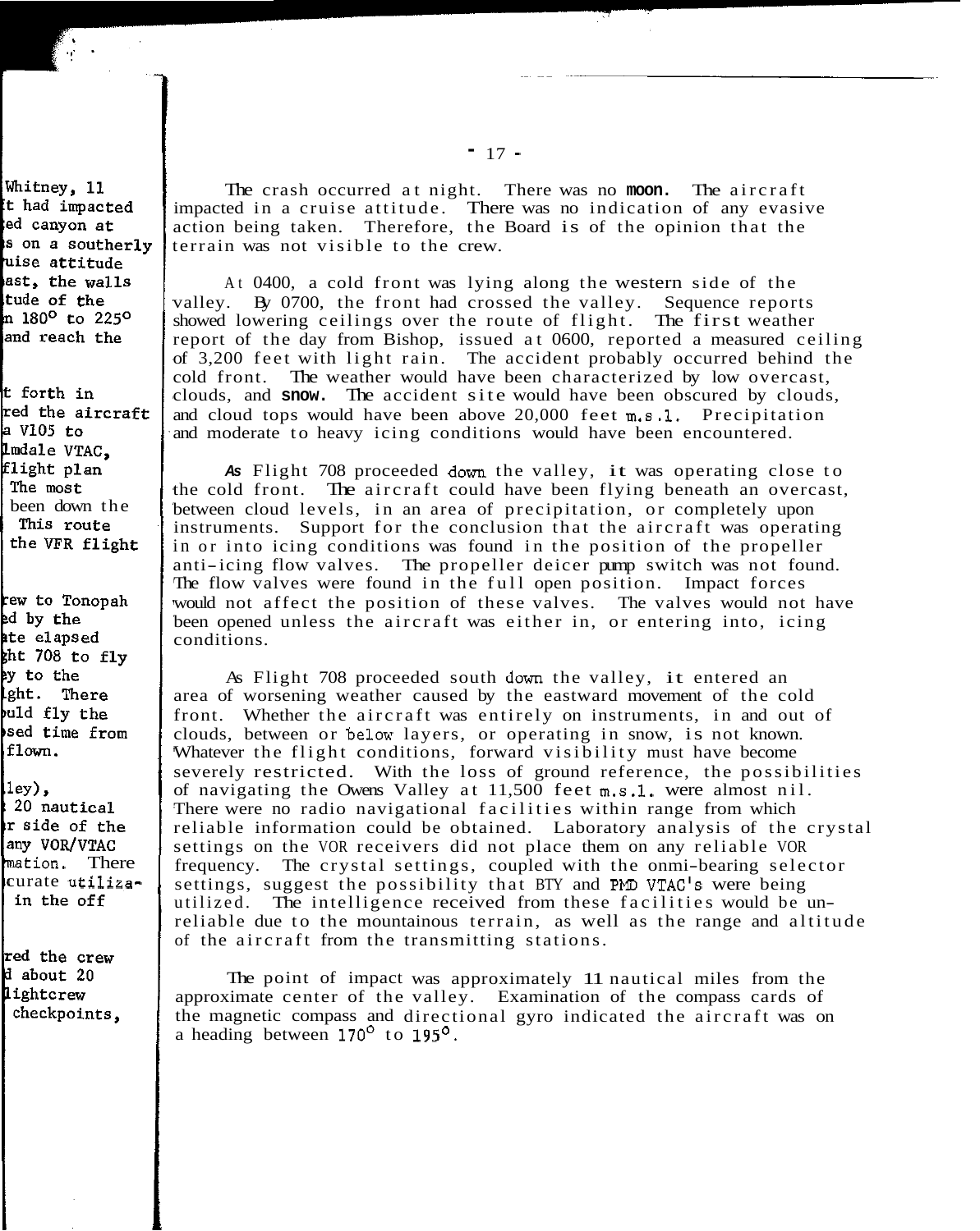The crash occurred at night. There was no moon. The aircraft impacted in a cruise attitude. There was no indication of any evasive action being taken. Therefore, the Board is of the opinion that the terrain was not visible to the crew.

At 0400, a cold front was lying along the western side of the valley. By 0700, the front had crossed the valley. Sequence reports showed lowering ceilings over the route of flight. The first weather report of the day from Bishop, issued at 0600, reported a measured ceiling of 3,200 feet with light rain. The accident probably occurred behind the cold front. The weather would have been characterized by low overcast, clouds, and snow. The accident site would have been obscured by clouds, and cloud tops would have been above 20,000 feet m.s.l. Precipitation and moderate to heavy icing conditions would have been encountered.

As Flight 708 proceeded down the valley, it was operating close to the cold front. The aircraft could have been flying beneath an overcast, between cloud levels, in an area of precipitation, or completely upon instruments. Support for the conclusion that the aircraft was operating in or into icing conditions was found in the position of the propeller anti-icing flow valves. The propeller deicer pump switch was not found. The flow valves were found in the full open position. Impact forces would not affect the position of these valves. The valves would not have been opened unless the aircraft was either in, or entering into, icing conditions.

As Flight 708 proceeded south down the valley, it entered an area of worsening weather caused by the eastward movement of the cold front. Whether the aircraft was entirely on instruments, in and out of clouds, between or below layers, or operating in snow, is not known. Whatever the flight conditions, forward visibility must have become severely restricted. With the loss of ground reference, the possibilities of navigating the Owens Valley at 11,500 feet m.s.l. were almost nil. There were no radio navigational facilities within range from which reliable information could be obtained. Laboratory analysis of the crystal settings on the VOR receivers did not place them on any reliable VOR frequency. The crystal settings, coupled with the onmi-bearing selector settings, suggest the possibility that BTY and PMD VTAC's were being utilized. The intelligence received from these facilities would be unreliable due to the mountainous terrain, as well as the range and altitude of the aircraft from the transmitting stations.

The point of impact was approximately 11 nautical miles from the approximate center of the valley. Examination of the compass cards of the magnetic compass and directional gyro indicated the aircraft was on a heading between 170° to 195°.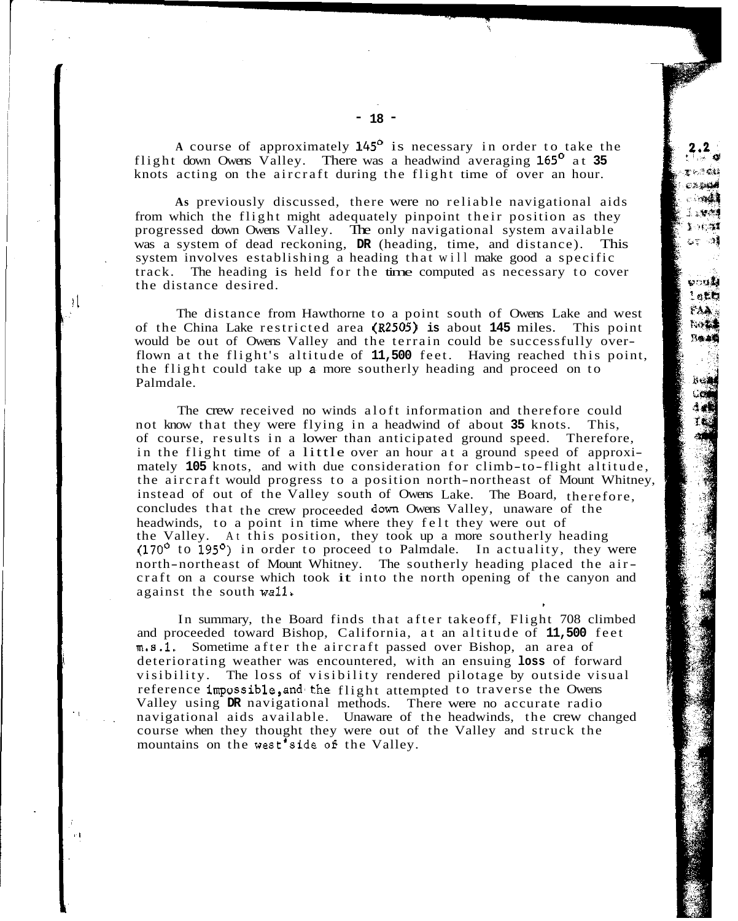A course of approximately 145° is necessary in order to take the flight down Owens Valley. There was a headwind averaging 165° at 35 knots acting on the aircraft during the flight time of over an hour.

As previously discussed, there were no reliable navigational aids from which the flight might adequately pinpoint their position as they progressed down Owens Valley. The only navigational system available was a system of dead reckoning, DR (heading, time, and distance). This system involves establishing a heading that will make good a specific track. The heading is held for the time computed as necessary to cover the distance desired.

The distance from Hawthorne to a point south of Owens Lake and west of the China Lake restricted area (R2505) is about 145 miles. This point would be out of Owens Valley and the terrain could be successfully overflown at the flight's altitude of 11,500 feet. Having reached this point, the flight could take up a more southerly heading and proceed on to Palmdale.

The crew received no winds aloft information and therefore could not know that they were flying in a headwind of about 35 knots. This, of course, results in a lower than anticipated ground speed. Therefore, in the flight time of a little over an hour at a ground speed of approximately 105 knots, and with due consideration for climb-to-flight altitude, the aircraft would progress to a position north-northeast of Mount Whitney, instead of out of the Valley south of Owens Lake. The Board, therefore, concludes that the crew proceeded down Owens Valley, unaware of the headwinds, to a point in time where they felt they were out of the Valley. At this position, they took up a more southerly heading (170° to 195°) in order to proceed to Palmdale. In actuality, they were north-northeast of Mount Whitney. The southerly heading placed the aircraft on a course which took it into the north opening of the canyon and against the south wall.

In summary, the Board finds that after takeoff, Flight 708 climbed and proceeded toward Bishop, California, at an altitude of 11,500 feet m.s.l. Sometime after the aircraft passed over Bishop, an area of deteriorating weather was encountered, with an ensuing loss of forward visibility. The loss of visibility rendered pilotage by outside visual reference impossible, and the flight attempted to traverse the Owens Valley using DR navigational methods. There were no accurate radio navigational aids available. Unaware of the headwinds, the crew changed course when they thought they were out of the Valley and struck the mountains on the west side of the Valley.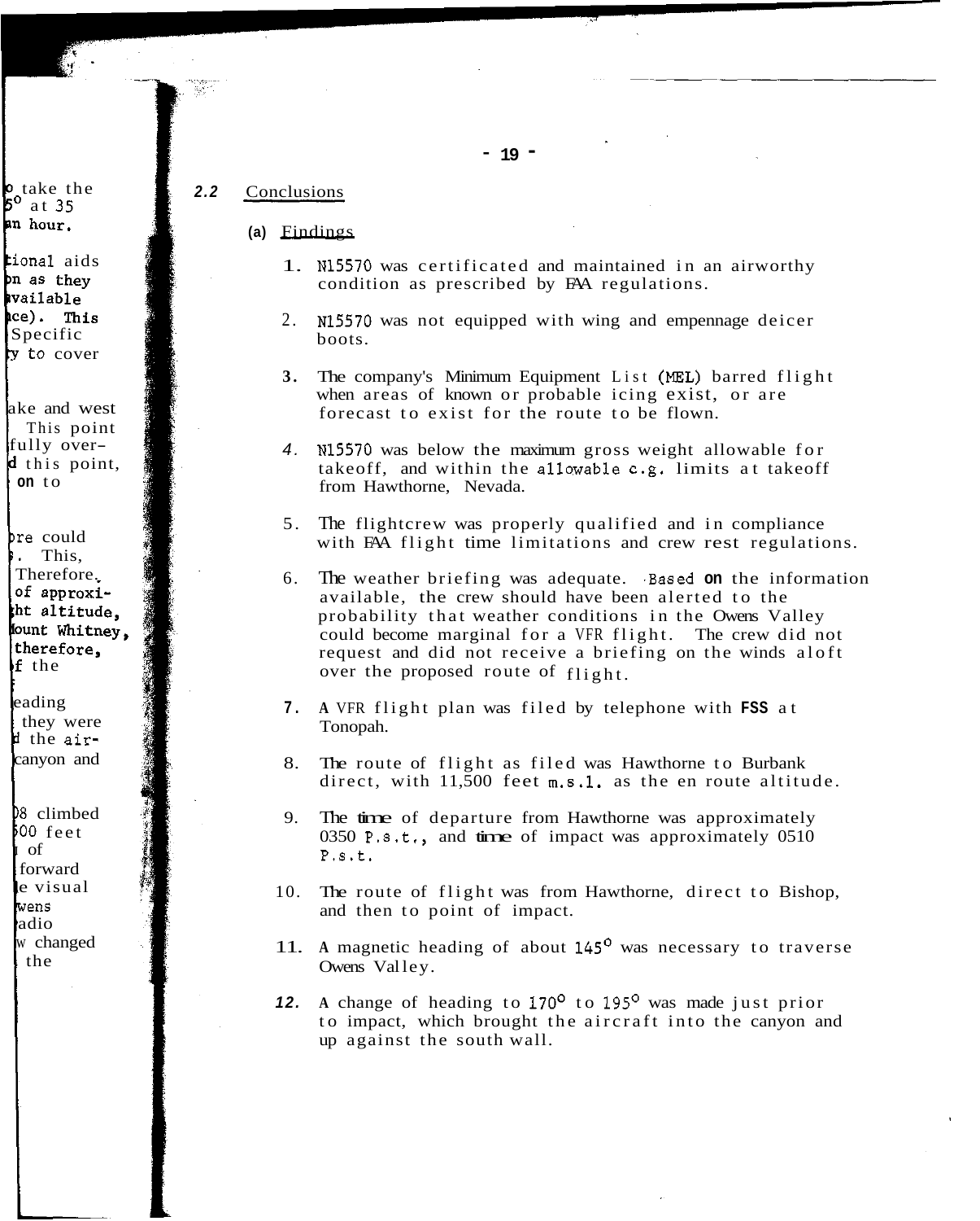## 2.2 Conclusions

### (a) Findings

1. N15570 was certificated and maintained in an airworthy condition as prescribed by FAA regulations.

2. N15570 was not equipped with wing and empennage deicer boots.

3. The company's Minimum Equipment List (MEL) barred flight when areas of known or probable icing exist, or are forecast to exist for the route to be flown.

4. N15570 was below the maximum gross weight allowable for takeoff, and within the allowable c.g. limits at takeoff from Hawthorne, Nevada.

5. The flightcrew was properly qualified and in compliance with FAA flight time limitations and crew rest regulations.

6. The weather briefing was adequate. Based on the information available, the crew should have been alerted to the probability that weather conditions in the Owens Valley could become marginal for a VFR flight. The crew did not request and did not receive a briefing on the winds aloft over the proposed route of flight.

7. A VFR flight plan was filed by telephone with FSS at Tonopah.

8. The route of flight as filed was Hawthorne to Burbank direct, with 11,500 feet m.s.1. as the en route altitude.

9. The time of departure from Hawthorne was approximately 0350 P.s.t., and time of impact was approximately 0510 P.s.t.

10. The route of flight was from Hawthorne, direct to Bishop, and then to point of impact.

11. A magnetic heading of about 145° was necessary to traverse Owens Valley.

12. A change of heading to 170° to 195° was made just prior to impact, which brought the aircraft into the canyon and up against the south wall.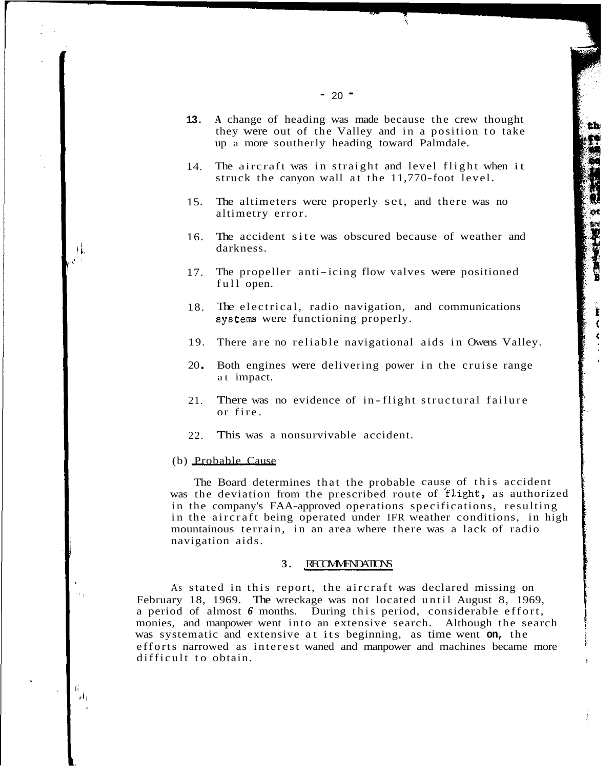13. A change of heading was made because the crew thought they were out of the Valley and in a position to take up a more southerly heading toward Palmdale.

14. The aircraft was in straight and level flight when it struck the canyon wall at the 11,770-foot level.

15. The altimeters were properly set, and there was no altimetry error.

16. The accident site was obscured because of weather and darkness.

17. The propeller anti-icing flow valves were positioned full open.

18. The electrical, radio navigation, and communications systems were functioning properly.

19. There are no reliable navigational aids in Owens Valley.

20. Both engines were delivering power in the cruise range at impact.

21. There was no evidence of in-flight structural failure or fire.

22. This was a nonsurvivable accident.

(b) Probable Cause

The Board determines that the probable cause of this accident was the deviation from the prescribed route of flight, as authorized in the company's FAA-approved operations specifications, resulting in the aircraft being operated under IFR weather conditions, in high mountainous terrain, in an area where there was a lack of radio navigation aids.

## 3. RECOMMENDATIONS

As stated in this report, the aircraft was declared missing on February 18, 1969. The wreckage was not located until August 8, 1969, a period of almost 6 months. During this period, considerable effort, monies, and manpower went into an extensive search. Although the search was systematic and extensive at its beginning, as time went on, the efforts narrowed as interest waned and manpower and machines became more difficult to obtain.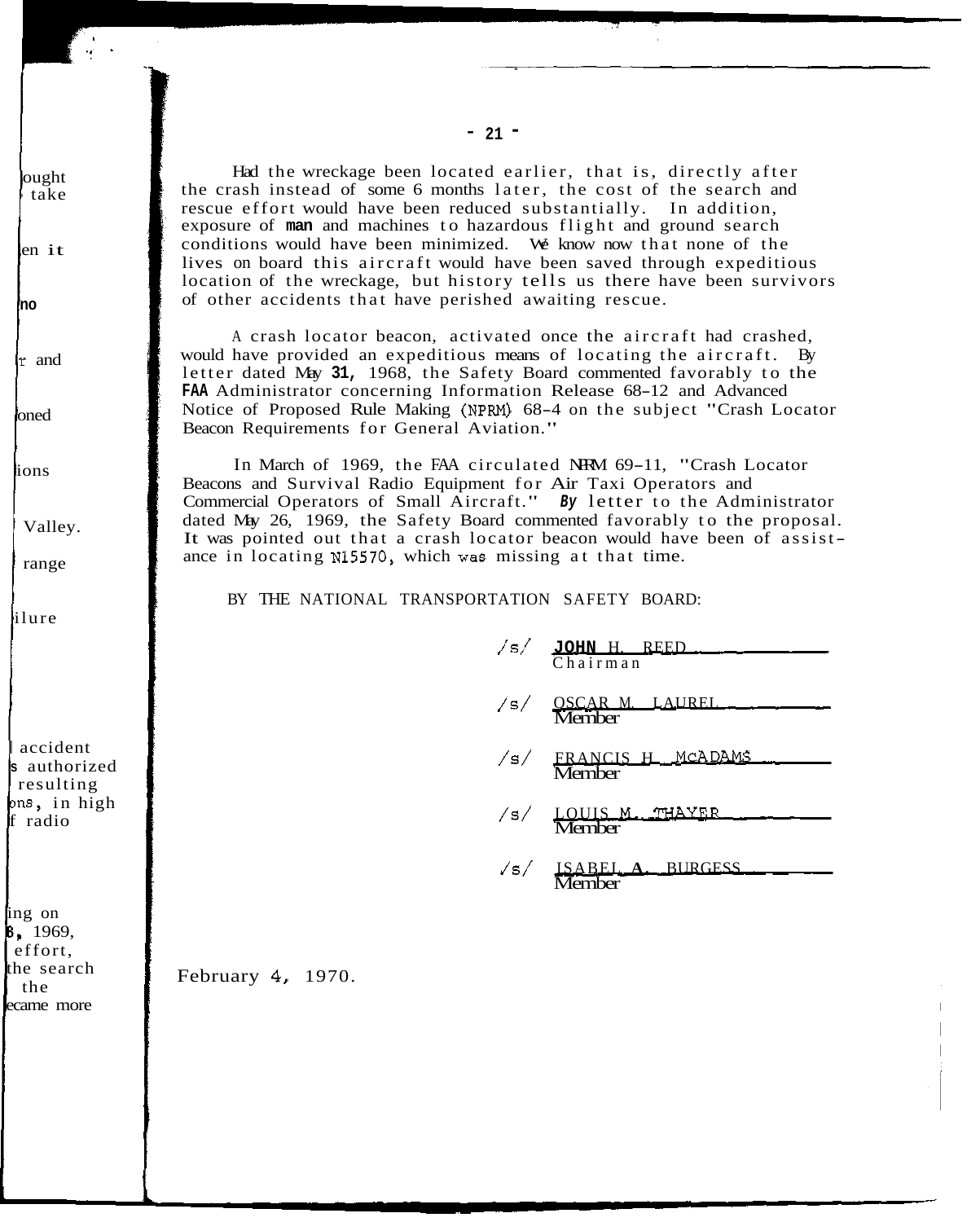Had the wreckage been located earlier, that is, directly after the crash instead of some 6 months later, the cost of the search and rescue effort would have been reduced substantially. In addition, exposure of man and machines to hazardous flight and ground search conditions would have been minimized. We know now that none of the lives on board this aircraft would have been saved through expeditious location of the wreckage, but history tells us there have been survivors of other accidents that have perished awaiting rescue.

A crash locator beacon, activated once the aircraft had crashed, would have provided an expeditious means of locating the aircraft. By letter dated May 31, 1968, the Safety Board commented favorably to the FAA Administrator concerning Information Release 68-12 and Advanced Notice of Proposed Rule Making (NPRM) 68-4 on the subject "Crash Locator Beacon Requirements for General Aviation."

In March of 1969, the FAA circulated NPRM 69-11, "Crash Locator Beacons and Survival Radio Equipment for Air Taxi Operators and Commercial Operators of Small Aircraft." By letter to the Administrator dated May 26, 1969, the Safety Board commented favorably to the proposal. It was pointed out that a crash locator beacon would have been of assistance in locating N15570, which was missing at that time.

BY THE NATIONAL TRANSPORTATION SAFETY BOARD:

/s/ JOHN H. REED
Chairman

/s/ OSCAR M. LAUREL
Member

/s/ FRANCIS H. McADAMS
Member

/s/ LOUIS M. THAYER
Member

/s/ ISABEL A. BURGESS
Member

February 4, 1970.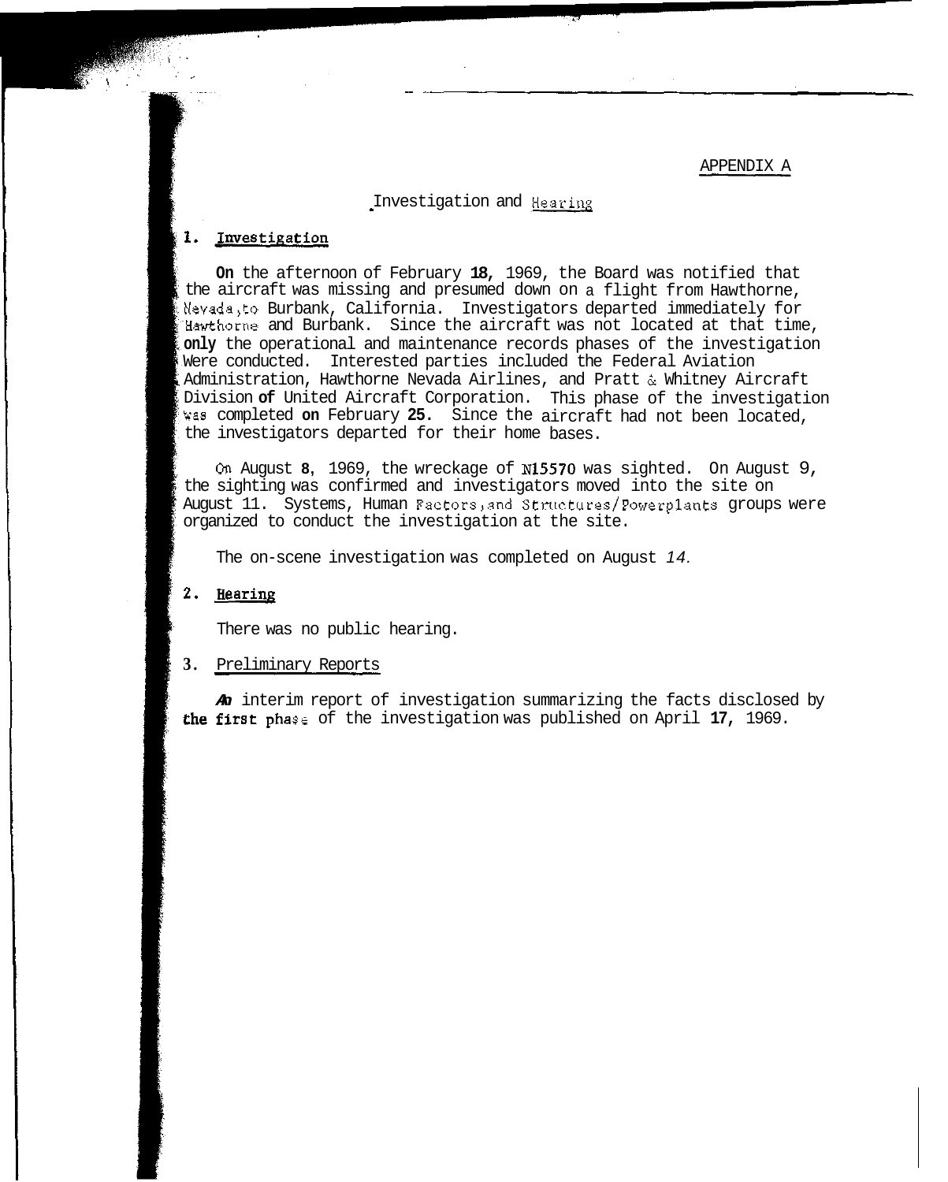APPENDIX A

# Investigation and Hearing

## 1. Investigation

On the afternoon of February 18, 1969, the Board was notified that the aircraft was missing and presumed down on a flight from Hawthorne, Nevada, to Burbank, California. Investigators departed immediately for Hawthorne and Burbank. Since the aircraft was not located at that time, only the operational and maintenance records phases of the investigation were conducted. Interested parties included the Federal Aviation Administration, Hawthorne Nevada Airlines, and Pratt & Whitney Aircraft Division of United Aircraft Corporation. This phase of the investigation was completed on February 25. Since the aircraft had not been located, the investigators departed for their home bases.

On August 8, 1969, the wreckage of N15570 was sighted. On August 9, the sighting was confirmed and investigators moved into the site on August 11. Systems, Human Factors, and Structures/Powerplants groups were organized to conduct the investigation at the site.

The on-scene investigation was completed on August 14.

## 2. Hearing

There was no public hearing.

## 3. Preliminary Reports

An interim report of investigation summarizing the facts disclosed by the first phase of the investigation was published on April 17, 1969.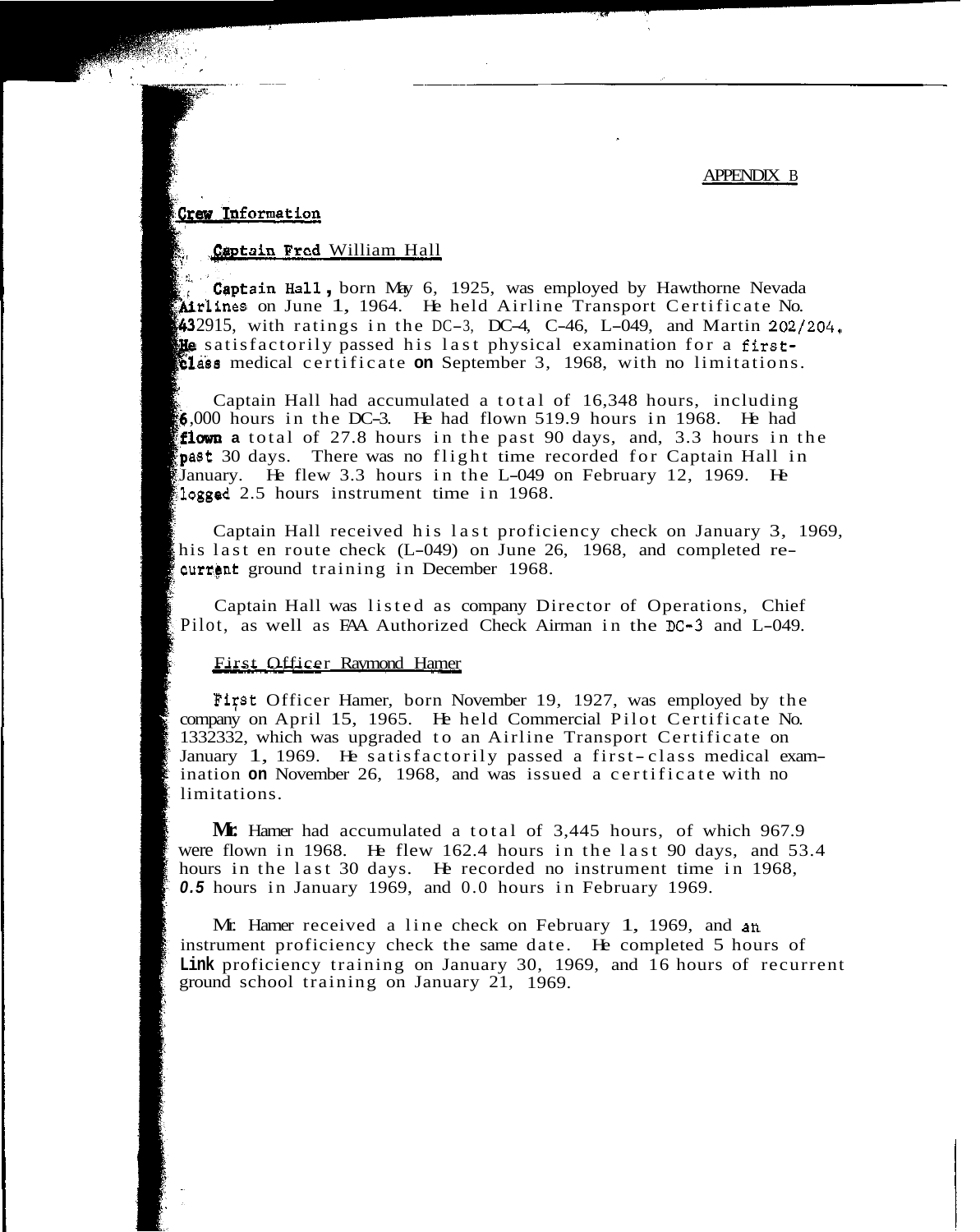APPENDIX B

## Crew Information

### Captain Fred William Hall

Captain Hall, born May 6, 1925, was employed by Hawthorne Nevada Airlines on June 1, 1964. He held Airline Transport Certificate No. 432915, with ratings in the DC-3, DC-4, C-46, L-049, and Martin 202/204. He satisfactorily passed his last physical examination for a first-class medical certificate on September 3, 1968, with no limitations.

Captain Hall had accumulated a total of 16,348 hours, including 6,000 hours in the DC-3. He had flown 519.9 hours in 1968. He had flown a total of 27.8 hours in the past 90 days, and, 3.3 hours in the past 30 days. There was no flight time recorded for Captain Hall in January. He flew 3.3 hours in the L-049 on February 12, 1969. He logged 2.5 hours instrument time in 1968.

Captain Hall received his last proficiency check on January 3, 1969, his last en route check (L-049) on June 26, 1968, and completed recurrent ground training in December 1968.

Captain Hall was listed as company Director of Operations, Chief Pilot, as well as FAA Authorized Check Airman in the DC-3 and L-049.

### First Officer Raymond Hamer

First Officer Hamer, born November 19, 1927, was employed by the company on April 15, 1965. He held Commercial Pilot Certificate No. 1332332, which was upgraded to an Airline Transport Certificate on January 1, 1969. He satisfactorily passed a first-class medical examination on November 26, 1968, and was issued a certificate with no limitations.

Mr. Hamer had accumulated a total of 3,445 hours, of which 967.9 were flown in 1968. He flew 162.4 hours in the last 90 days, and 53.4 hours in the last 30 days. He recorded no instrument time in 1968, 0.5 hours in January 1969, and 0.0 hours in February 1969.

Mr. Hamer received a line check on February 1, 1969, and an instrument proficiency check the same date. He completed 5 hours of Link proficiency training on January 30, 1969, and 16 hours of recurrent ground school training on January 21, 1969.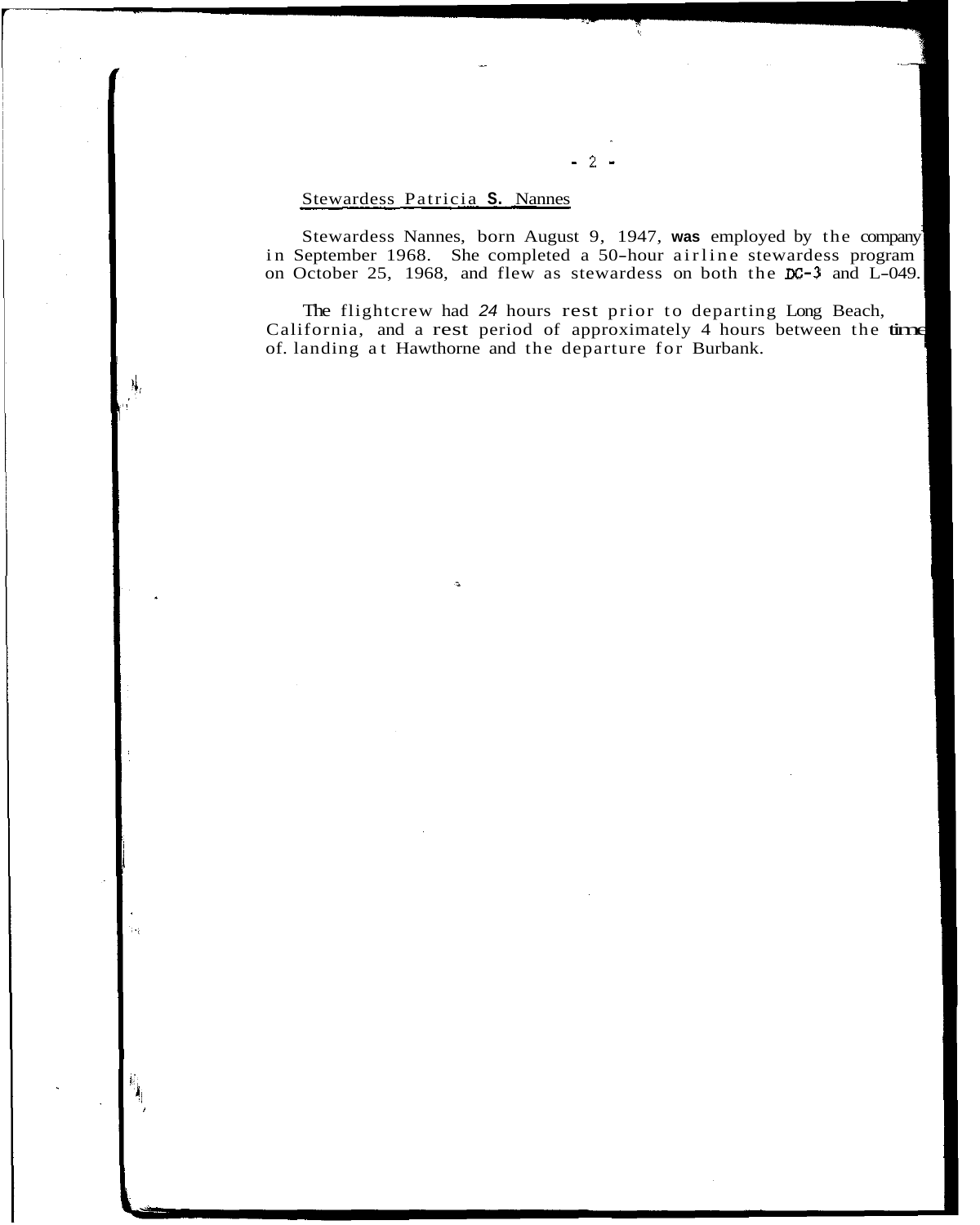Stewardess Patricia S. Nannes

Stewardess Nannes, born August 9, 1947, was employed by the company in September 1968. She completed a 50-hour airline stewardess program on October 25, 1968, and flew as stewardess on both the DC-3 and L-049.

The flightcrew had 24 hours rest prior to departing Long Beach, California, and a rest period of approximately 4 hours between the time of. landing at Hawthorne and the departure for Burbank.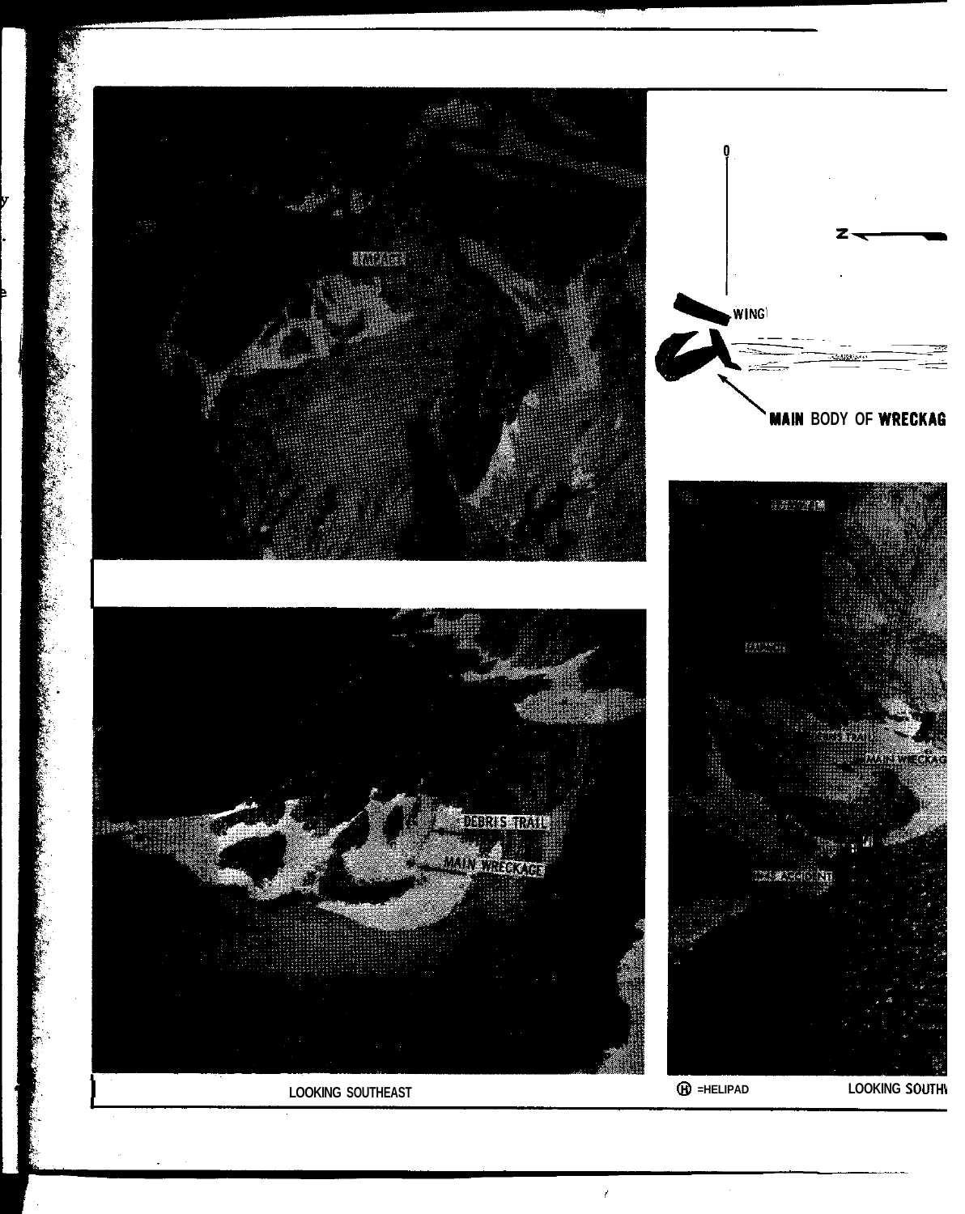LOOKING SOUTHEAST

Ⓗ =HELIPAD

LOOKING SOUTHW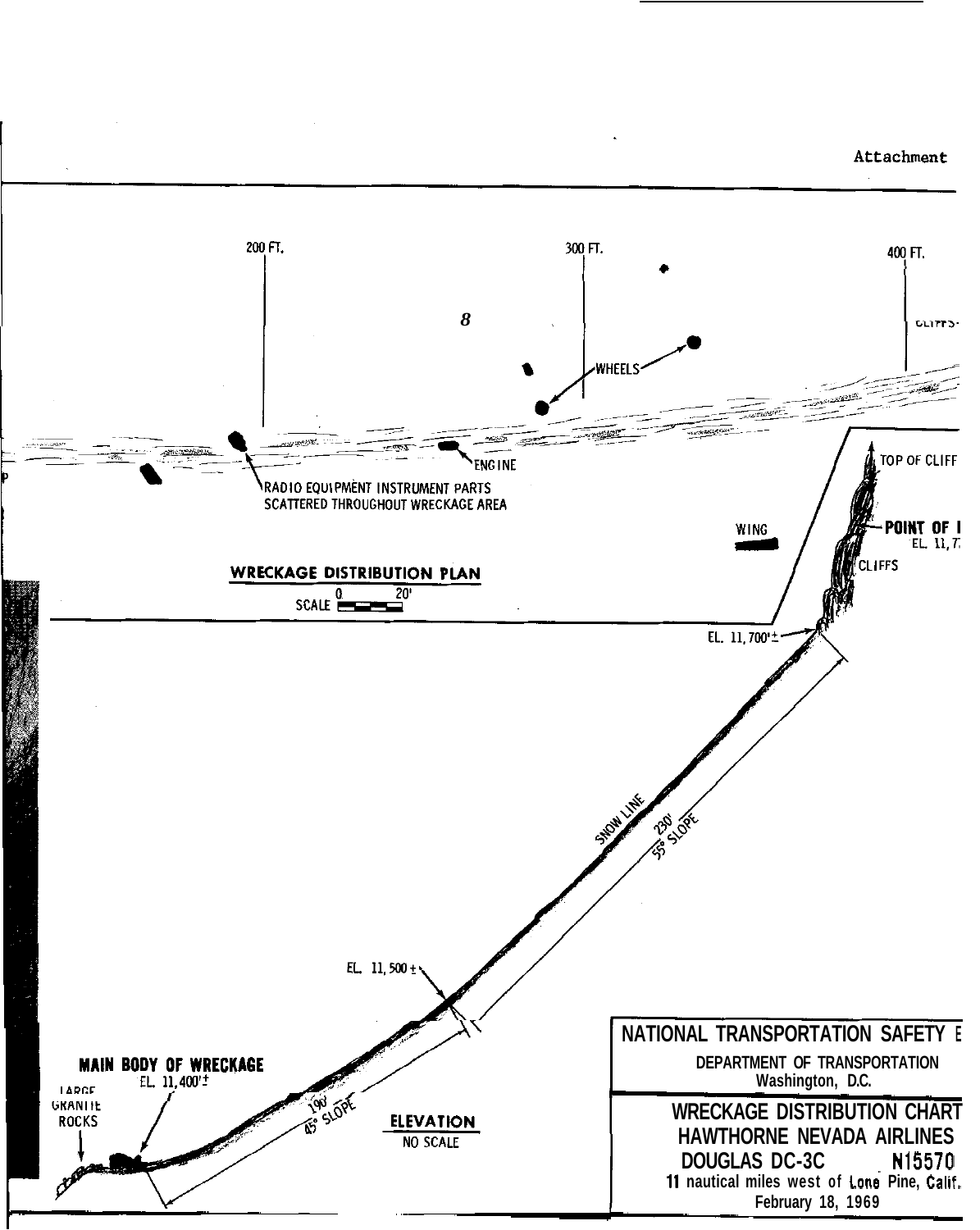Attachment

200 FT.

300 FT.

400 FT.

8

CLIFFS

WHEELS

ENGINE

RADIO EQUIPMENT INSTRUMENT PARTS SCATTERED THROUGHOUT WRECKAGE AREA

WING

TOP OF CLIFF

POINT OF I

EL. 11,7

CLIFFS

**WRECKAGE DISTRIBUTION PLAN**

SCALE 0 20'

EL. 11,700'±

SNOW LINE

230'

55° SLOPE

EL. 11,500±

**MAIN BODY OF WRECKAGE**

EL. 11,400'±

LARGE GRANITE ROCKS

190'

45° SLOPE

**ELEVATION**

NO SCALE

**NATIONAL TRANSPORTATION SAFETY B**

DEPARTMENT OF TRANSPORTATION

Washington, D.C.

**WRECKAGE DISTRIBUTION CHART**

**HAWTHORNE NEVADA AIRLINES**

**DOUGLAS DC-3C N15570**

**11 nautical miles west of Lone Pine, Calif.**

**February 18, 1969**